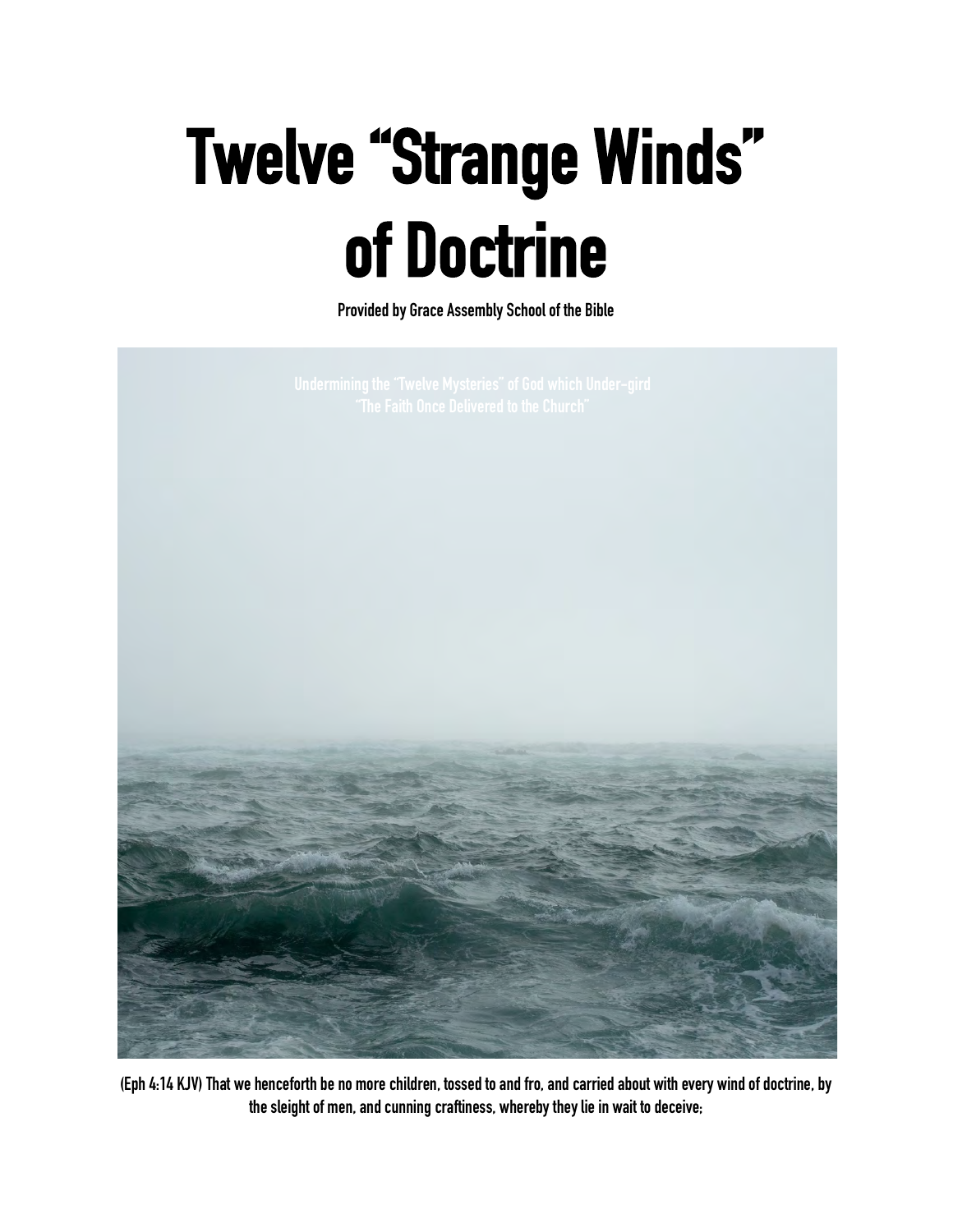# Twelve "Strange Winds" of Doctrine

**Provided by Grace Assembly School of the Bible**

Undermining the "Twelve Mysteries" of God which Under-gird "The Faith Once Delivered to the Church"

**(Eph 4:14 KJV) That we henceforth be no more children, tossed to and fro, and carried about with every wind of doctrine, by the sleight of men, and cunning craftiness, whereby they lie in wait to deceive;**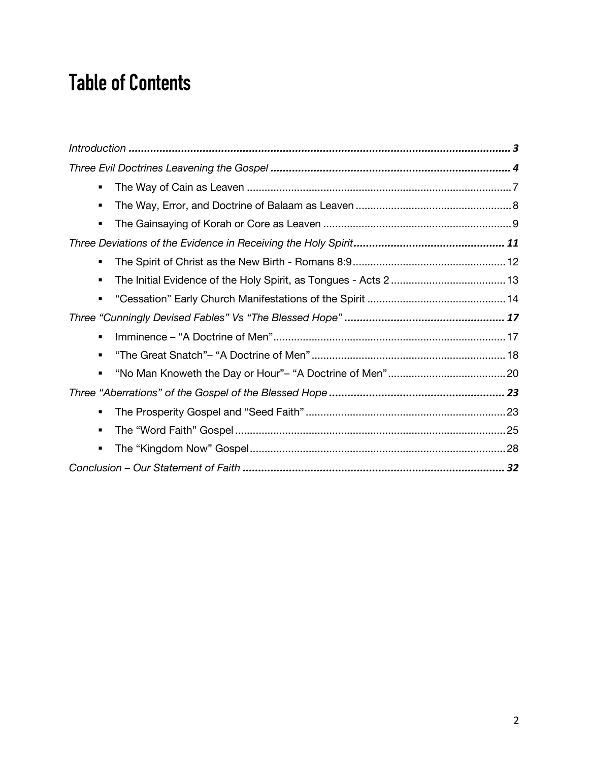# Table of Contents

*Introduction* **........................................................................................................................ 3**

*Three Evil Doctrines Leavening the Gospel* **.............................................................................. 4**

- The Way of Cain as Leaven ......................................................................................... 7
- The Way, Error, and Doctrine of Balaam as Leaven .................................................... 8
- The Gainsaying of Korah or Core as Leaven ................................................................ 9

*Three Deviations of the Evidence in Receiving the Holy Spirit* **................................................ 11**

- The Spirit of Christ as the New Birth - Romans 8:9 .................................................... 12
- The Initial Evidence of the Holy Spirit, as Tongues - Acts 2 ....................................... 13
- "Cessation" Early Church Manifestations of the Spirit ............................................... 14

*Three "Cunningly Devised Fables" Vs "The Blessed Hope"* **.................................................... 17**

- Imminence – "A Doctrine of Men" .............................................................................. 17
- "The Great Snatch"– "A Doctrine of Men" ................................................................. 18
- "No Man Knoweth the Day or Hour"– "A Doctrine of Men" ........................................ 20

*Three "Aberrations" of the Gospel of the Blessed Hope* **......................................................... 23**

- The Prosperity Gospel and "Seed Faith" ................................................................... 23
- The "Word Faith" Gospel ........................................................................................... 25
- The "Kingdom Now" Gospel ....................................................................................... 28

*Conclusion – Our Statement of Faith* **..................................................................................... 32**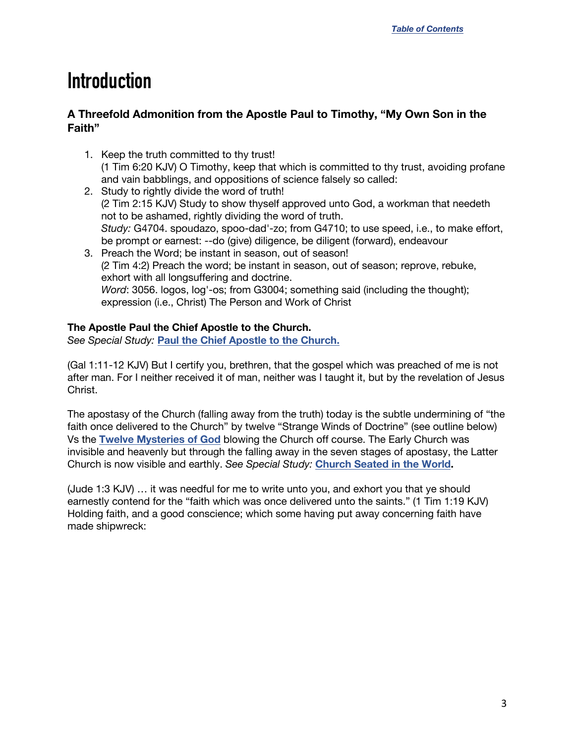# Introduction

### A Threefold Admonition from the Apostle Paul to Timothy, "My Own Son in the Faith"

1. Keep the truth committed to thy trust!
   (1 Tim 6:20 KJV) O Timothy, keep that which is committed to thy trust, avoiding profane and vain babblings, and oppositions of science falsely so called:
2. Study to rightly divide the word of truth!
   (2 Tim 2:15 KJV) Study to show thyself approved unto God, a workman that needeth not to be ashamed, rightly dividing the word of truth.
   *Study:* G4704. spoudazo, spoo-dad'-zo; from G4710; to use speed, i.e., to make effort, be prompt or earnest: --do (give) diligence, be diligent (forward), endeavour
3. Preach the Word; be instant in season, out of season!
   (2 Tim 4:2) Preach the word; be instant in season, out of season; reprove, rebuke, exhort with all longsuffering and doctrine.
   *Word*: 3056. logos, log'-os; from G3004; something said (including the thought); expression (i.e., Christ) The Person and Work of Christ

**The Apostle Paul the Chief Apostle to the Church.**
*See Special Study:* **Paul the Chief Apostle to the Church.**

(Gal 1:11-12 KJV) But I certify you, brethren, that the gospel which was preached of me is not after man. For I neither received it of man, neither was I taught it, but by the revelation of Jesus Christ.

The apostasy of the Church (falling away from the truth) today is the subtle undermining of "the faith once delivered to the Church" by twelve "Strange Winds of Doctrine" (see outline below) Vs the **Twelve Mysteries of God** blowing the Church off course. The Early Church was invisible and heavenly but through the falling away in the seven stages of apostasy, the Latter Church is now visible and earthly. *See Special Study:* **Church Seated in the World.**

(Jude 1:3 KJV) … it was needful for me to write unto you, and exhort you that ye should earnestly contend for the "faith which was once delivered unto the saints." (1 Tim 1:19 KJV) Holding faith, and a good conscience; which some having put away concerning faith have made shipwreck: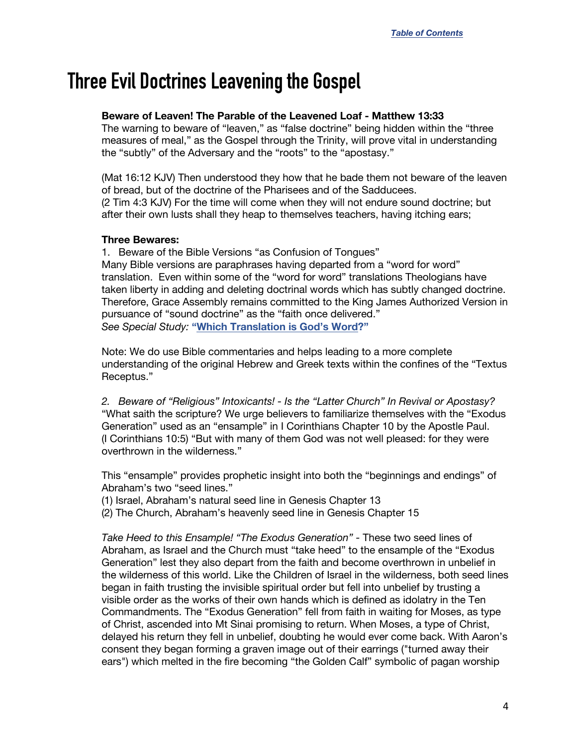# Three Evil Doctrines Leavening the Gospel

**Beware of Leaven! The Parable of the Leavened Loaf - Matthew 13:33**
The warning to beware of "leaven," as "false doctrine" being hidden within the "three measures of meal," as the Gospel through the Trinity, will prove vital in understanding the "subtly" of the Adversary and the "roots" to the "apostasy."

(Mat 16:12 KJV) Then understood they how that he bade them not beware of the leaven of bread, but of the doctrine of the Pharisees and of the Sadducees.
(2 Tim 4:3 KJV) For the time will come when they will not endure sound doctrine; but after their own lusts shall they heap to themselves teachers, having itching ears;

**Three Bewares:**

1. Beware of the Bible Versions "as Confusion of Tongues"

Many Bible versions are paraphrases having departed from a "word for word" translation. Even within some of the "word for word" translations Theologians have taken liberty in adding and deleting doctrinal words which has subtly changed doctrine. Therefore, Grace Assembly remains committed to the King James Authorized Version in pursuance of "sound doctrine" as the "faith once delivered."
*See Special Study:* **"Which Translation is God's Word?"**

Note: We do use Bible commentaries and helps leading to a more complete understanding of the original Hebrew and Greek texts within the confines of the "Textus Receptus."

*2. Beware of "Religious" Intoxicants! - Is the "Latter Church" In Revival or Apostasy?*
"What saith the scripture? We urge believers to familiarize themselves with the "Exodus Generation" used as an "ensample" in I Corinthians Chapter 10 by the Apostle Paul.
(I Corinthians 10:5) "But with many of them God was not well pleased: for they were overthrown in the wilderness."

This "ensample" provides prophetic insight into both the "beginnings and endings" of Abraham's two "seed lines."
(1) Israel, Abraham's natural seed line in Genesis Chapter 13
(2) The Church, Abraham's heavenly seed line in Genesis Chapter 15

*Take Heed to this Ensample! "The Exodus Generation"* - These two seed lines of Abraham, as Israel and the Church must "take heed" to the ensample of the "Exodus Generation" lest they also depart from the faith and become overthrown in unbelief in the wilderness of this world. Like the Children of Israel in the wilderness, both seed lines began in faith trusting the invisible spiritual order but fell into unbelief by trusting a visible order as the works of their own hands which is defined as idolatry in the Ten Commandments. The "Exodus Generation" fell from faith in waiting for Moses, as type of Christ, ascended into Mt Sinai promising to return. When Moses, a type of Christ, delayed his return they fell in unbelief, doubting he would ever come back. With Aaron's consent they began forming a graven image out of their earrings ("turned away their ears") which melted in the fire becoming "the Golden Calf" symbolic of pagan worship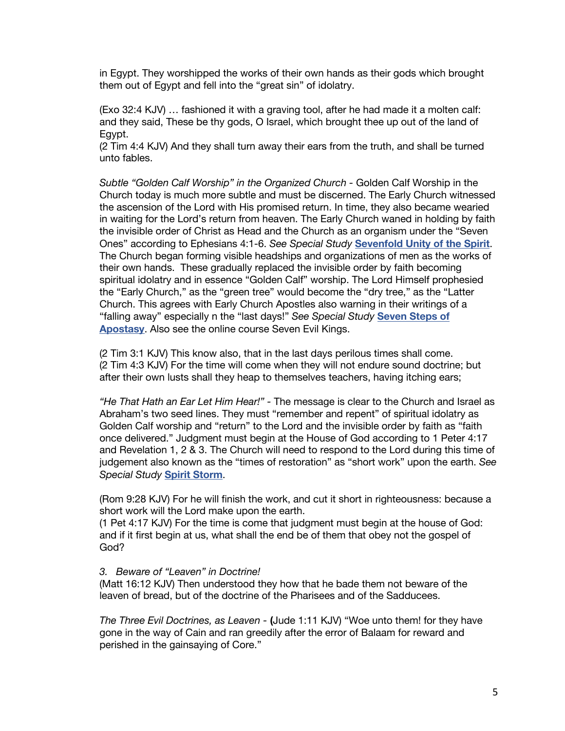in Egypt. They worshipped the works of their own hands as their gods which brought them out of Egypt and fell into the "great sin" of idolatry.

(Exo 32:4 KJV) … fashioned it with a graving tool, after he had made it a molten calf: and they said, These be thy gods, O Israel, which brought thee up out of the land of Egypt.
(2 Tim 4:4 KJV) And they shall turn away their ears from the truth, and shall be turned unto fables.

*Subtle "Golden Calf Worship" in the Organized Church* - Golden Calf Worship in the Church today is much more subtle and must be discerned. The Early Church witnessed the ascension of the Lord with His promised return. In time, they also became wearied in waiting for the Lord's return from heaven. The Early Church waned in holding by faith the invisible order of Christ as Head and the Church as an organism under the "Seven Ones" according to Ephesians 4:1-6. *See Special Study* **Sevenfold Unity of the Spirit**. The Church began forming visible headships and organizations of men as the works of their own hands. These gradually replaced the invisible order by faith becoming spiritual idolatry and in essence "Golden Calf" worship. The Lord Himself prophesied the "Early Church," as the "green tree" would become the "dry tree," as the "Latter Church. This agrees with Early Church Apostles also warning in their writings of a "falling away" especially n the "last days!" *See Special Study* **Seven Steps of Apostasy**. Also see the online course Seven Evil Kings.

(2 Tim 3:1 KJV) This know also, that in the last days perilous times shall come.
(2 Tim 4:3 KJV) For the time will come when they will not endure sound doctrine; but after their own lusts shall they heap to themselves teachers, having itching ears;

*"He That Hath an Ear Let Him Hear!"* - The message is clear to the Church and Israel as Abraham's two seed lines. They must "remember and repent" of spiritual idolatry as Golden Calf worship and "return" to the Lord and the invisible order by faith as "faith once delivered." Judgment must begin at the House of God according to 1 Peter 4:17 and Revelation 1, 2 & 3. The Church will need to respond to the Lord during this time of judgement also known as the "times of restoration" as "short work" upon the earth. *See Special Study* **Spirit Storm**.

(Rom 9:28 KJV) For he will finish the work, and cut it short in righteousness: because a short work will the Lord make upon the earth.
(1 Pet 4:17 KJV) For the time is come that judgment must begin at the house of God: and if it first begin at us, what shall the end be of them that obey not the gospel of God?

*3. Beware of "Leaven" in Doctrine!*
(Matt 16:12 KJV) Then understood they how that he bade them not beware of the leaven of bread, but of the doctrine of the Pharisees and of the Sadducees.

*The Three Evil Doctrines, as Leaven* - **(**Jude 1:11 KJV) "Woe unto them! for they have gone in the way of Cain and ran greedily after the error of Balaam for reward and perished in the gainsaying of Core."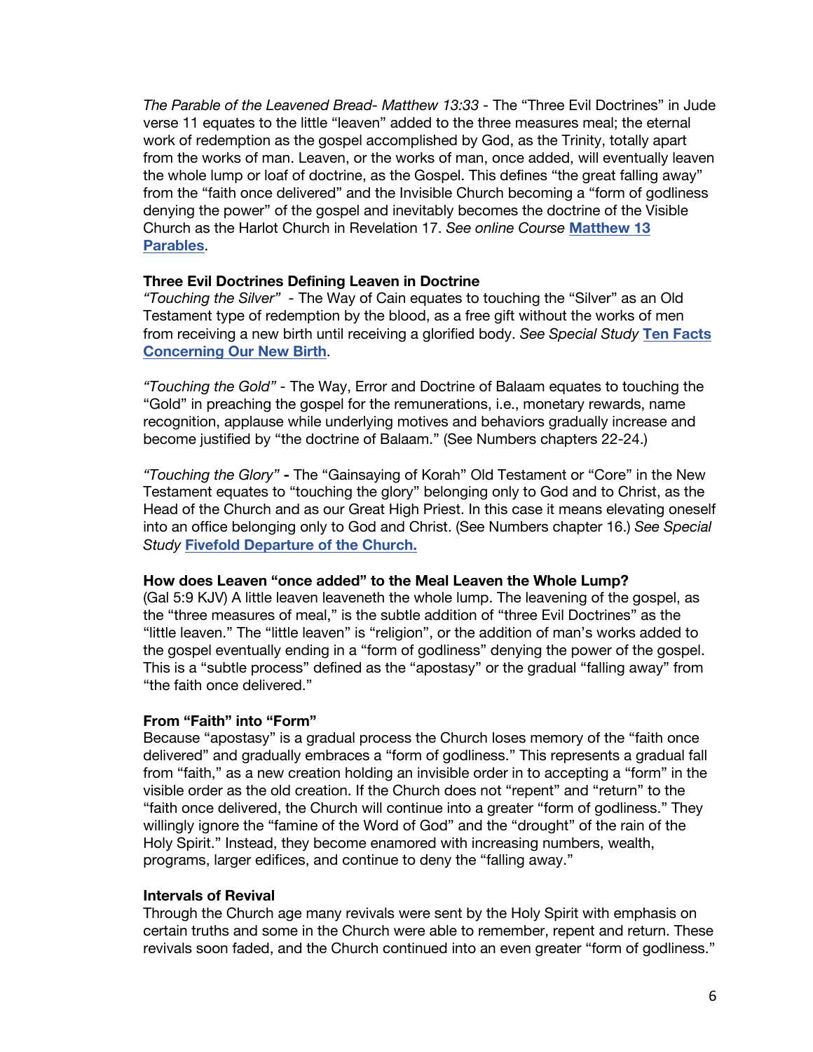*The Parable of the Leavened Bread- Matthew 13:33* - The "Three Evil Doctrines" in Jude verse 11 equates to the little "leaven" added to the three measures meal; the eternal work of redemption as the gospel accomplished by God, as the Trinity, totally apart from the works of man. Leaven, or the works of man, once added, will eventually leaven the whole lump or loaf of doctrine, as the Gospel. This defines "the great falling away" from the "faith once delivered" and the Invisible Church becoming a "form of godliness denying the power" of the gospel and inevitably becomes the doctrine of the Visible Church as the Harlot Church in Revelation 17. *See online Course* **Matthew 13 Parables**.

**Three Evil Doctrines Defining Leaven in Doctrine**
*"Touching the Silver"* - The Way of Cain equates to touching the "Silver" as an Old Testament type of redemption by the blood, as a free gift without the works of men from receiving a new birth until receiving a glorified body. *See Special Study* **Ten Facts Concerning Our New Birth**.

*"Touching the Gold"* - The Way, Error and Doctrine of Balaam equates to touching the "Gold" in preaching the gospel for the remunerations, i.e., monetary rewards, name recognition, applause while underlying motives and behaviors gradually increase and become justified by "the doctrine of Balaam." (See Numbers chapters 22-24.)

*"Touching the Glory"* **-** The "Gainsaying of Korah" Old Testament or "Core" in the New Testament equates to "touching the glory" belonging only to God and to Christ, as the Head of the Church and as our Great High Priest. In this case it means elevating oneself into an office belonging only to God and Christ. (See Numbers chapter 16.) *See Special Study* **Fivefold Departure of the Church.**

**How does Leaven "once added" to the Meal Leaven the Whole Lump?**
(Gal 5:9 KJV) A little leaven leaveneth the whole lump. The leavening of the gospel, as the "three measures of meal," is the subtle addition of "three Evil Doctrines" as the "little leaven." The "little leaven" is "religion", or the addition of man's works added to the gospel eventually ending in a "form of godliness" denying the power of the gospel. This is a "subtle process" defined as the "apostasy" or the gradual "falling away" from "the faith once delivered."

**From "Faith" into "Form"**
Because "apostasy" is a gradual process the Church loses memory of the "faith once delivered" and gradually embraces a "form of godliness." This represents a gradual fall from "faith," as a new creation holding an invisible order in to accepting a "form" in the visible order as the old creation. If the Church does not "repent" and "return" to the "faith once delivered, the Church will continue into a greater "form of godliness." They willingly ignore the "famine of the Word of God" and the "drought" of the rain of the Holy Spirit." Instead, they become enamored with increasing numbers, wealth, programs, larger edifices, and continue to deny the "falling away."

**Intervals of Revival**
Through the Church age many revivals were sent by the Holy Spirit with emphasis on certain truths and some in the Church were able to remember, repent and return. These revivals soon faded, and the Church continued into an even greater "form of godliness."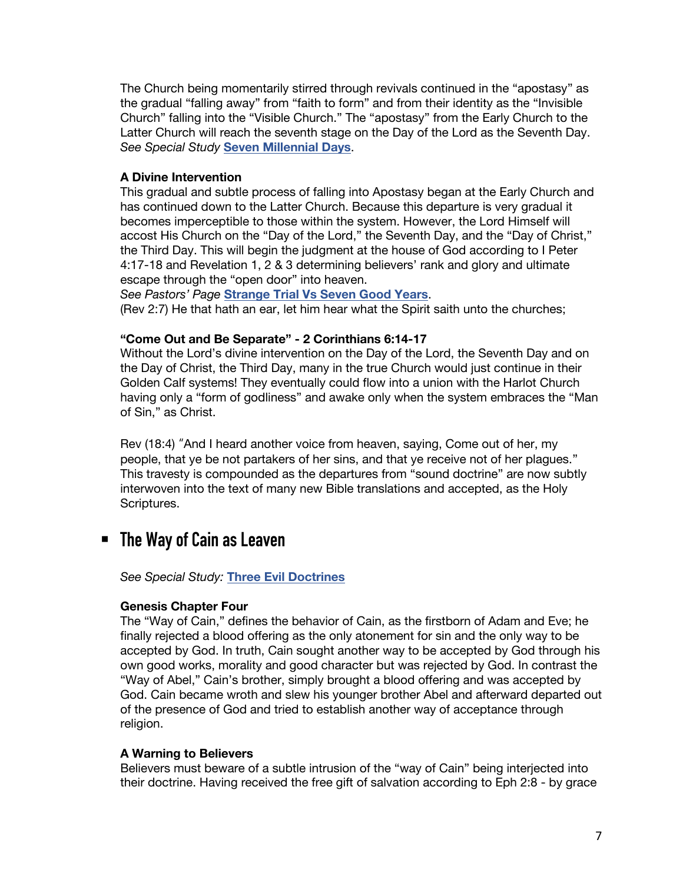The Church being momentarily stirred through revivals continued in the “apostasy” as the gradual “falling away” from “faith to form” and from their identity as the “Invisible Church” falling into the “Visible Church.” The “apostasy” from the Early Church to the Latter Church will reach the seventh stage on the Day of the Lord as the Seventh Day. *See Special Study* **Seven Millennial Days**.

**A Divine Intervention**

This gradual and subtle process of falling into Apostasy began at the Early Church and has continued down to the Latter Church. Because this departure is very gradual it becomes imperceptible to those within the system. However, the Lord Himself will accost His Church on the “Day of the Lord,” the Seventh Day, and the “Day of Christ,” the Third Day. This will begin the judgment at the house of God according to I Peter 4:17-18 and Revelation 1, 2 & 3 determining believers’ rank and glory and ultimate escape through the “open door” into heaven.

*See Pastors’ Page* **Strange Trial Vs Seven Good Years**.

(Rev 2:7) He that hath an ear, let him hear what the Spirit saith unto the churches;

**“Come Out and Be Separate” - 2 Corinthians 6:14-17**

Without the Lord’s divine intervention on the Day of the Lord, the Seventh Day and on the Day of Christ, the Third Day, many in the true Church would just continue in their Golden Calf systems! They eventually could flow into a union with the Harlot Church having only a “form of godliness” and awake only when the system embraces the “Man of Sin,” as Christ.

Rev (18:4) “And I heard another voice from heaven, saying, Come out of her, my people, that ye be not partakers of her sins, and that ye receive not of her plagues.” This travesty is compounded as the departures from “sound doctrine” are now subtly interwoven into the text of many new Bible translations and accepted, as the Holy Scriptures.

## ▪ The Way of Cain as Leaven

*See Special Study:* **Three Evil Doctrines**

**Genesis Chapter Four**

The “Way of Cain,” defines the behavior of Cain, as the firstborn of Adam and Eve; he finally rejected a blood offering as the only atonement for sin and the only way to be accepted by God. In truth, Cain sought another way to be accepted by God through his own good works, morality and good character but was rejected by God. In contrast the “Way of Abel,” Cain’s brother, simply brought a blood offering and was accepted by God. Cain became wroth and slew his younger brother Abel and afterward departed out of the presence of God and tried to establish another way of acceptance through religion.

**A Warning to Believers**

Believers must beware of a subtle intrusion of the “way of Cain” being interjected into their doctrine. Having received the free gift of salvation according to Eph 2:8 - by grace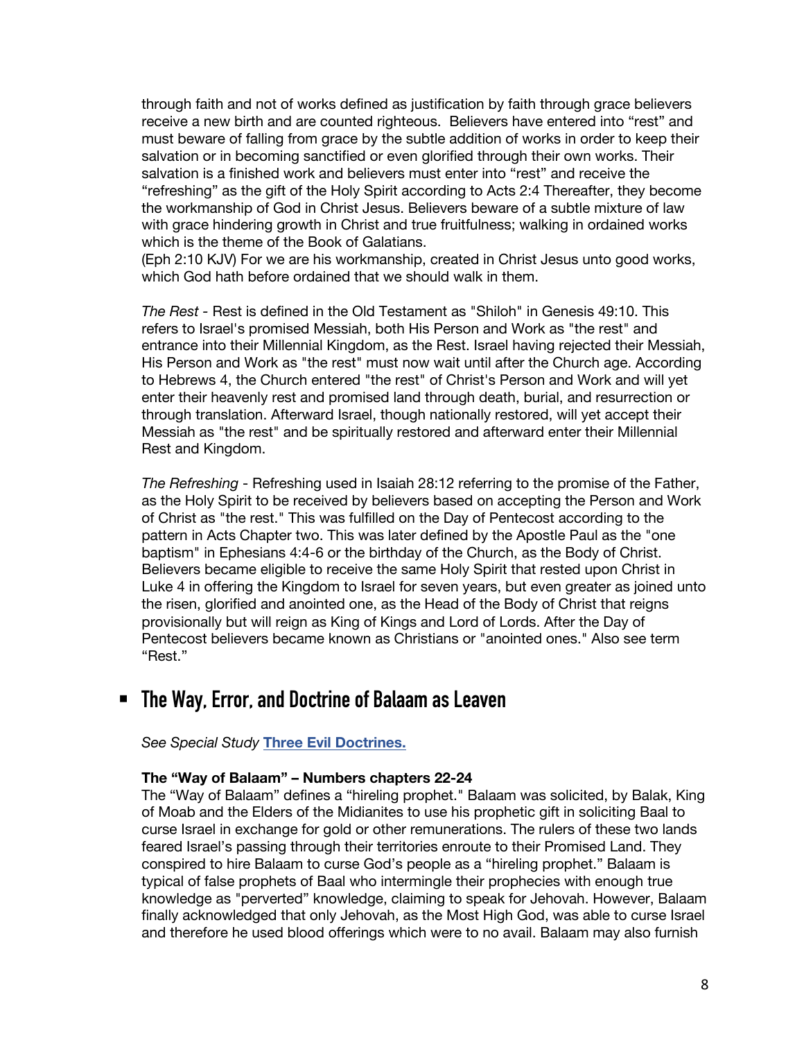through faith and not of works defined as justification by faith through grace believers receive a new birth and are counted righteous. Believers have entered into "rest" and must beware of falling from grace by the subtle addition of works in order to keep their salvation or in becoming sanctified or even glorified through their own works. Their salvation is a finished work and believers must enter into "rest" and receive the "refreshing" as the gift of the Holy Spirit according to Acts 2:4 Thereafter, they become the workmanship of God in Christ Jesus. Believers beware of a subtle mixture of law with grace hindering growth in Christ and true fruitfulness; walking in ordained works which is the theme of the Book of Galatians.
(Eph 2:10 KJV) For we are his workmanship, created in Christ Jesus unto good works, which God hath before ordained that we should walk in them.

*The Rest* - Rest is defined in the Old Testament as "Shiloh" in Genesis 49:10. This refers to Israel's promised Messiah, both His Person and Work as "the rest" and entrance into their Millennial Kingdom, as the Rest. Israel having rejected their Messiah, His Person and Work as "the rest" must now wait until after the Church age. According to Hebrews 4, the Church entered "the rest" of Christ's Person and Work and will yet enter their heavenly rest and promised land through death, burial, and resurrection or through translation. Afterward Israel, though nationally restored, will yet accept their Messiah as "the rest" and be spiritually restored and afterward enter their Millennial Rest and Kingdom.

*The Refreshing* - Refreshing used in Isaiah 28:12 referring to the promise of the Father, as the Holy Spirit to be received by believers based on accepting the Person and Work of Christ as "the rest." This was fulfilled on the Day of Pentecost according to the pattern in Acts Chapter two. This was later defined by the Apostle Paul as the "one baptism" in Ephesians 4:4-6 or the birthday of the Church, as the Body of Christ. Believers became eligible to receive the same Holy Spirit that rested upon Christ in Luke 4 in offering the Kingdom to Israel for seven years, but even greater as joined unto the risen, glorified and anointed one, as the Head of the Body of Christ that reigns provisionally but will reign as King of Kings and Lord of Lords. After the Day of Pentecost believers became known as Christians or "anointed ones." Also see term "Rest."

## The Way, Error, and Doctrine of Balaam as Leaven

*See Special Study* **Three Evil Doctrines.**

**The "Way of Balaam" – Numbers chapters 22-24**
The "Way of Balaam" defines a "hireling prophet." Balaam was solicited, by Balak, King of Moab and the Elders of the Midianites to use his prophetic gift in soliciting Baal to curse Israel in exchange for gold or other remunerations. The rulers of these two lands feared Israel's passing through their territories enroute to their Promised Land. They conspired to hire Balaam to curse God's people as a "hireling prophet." Balaam is typical of false prophets of Baal who intermingle their prophecies with enough true knowledge as "perverted" knowledge, claiming to speak for Jehovah. However, Balaam finally acknowledged that only Jehovah, as the Most High God, was able to curse Israel and therefore he used blood offerings which were to no avail. Balaam may also furnish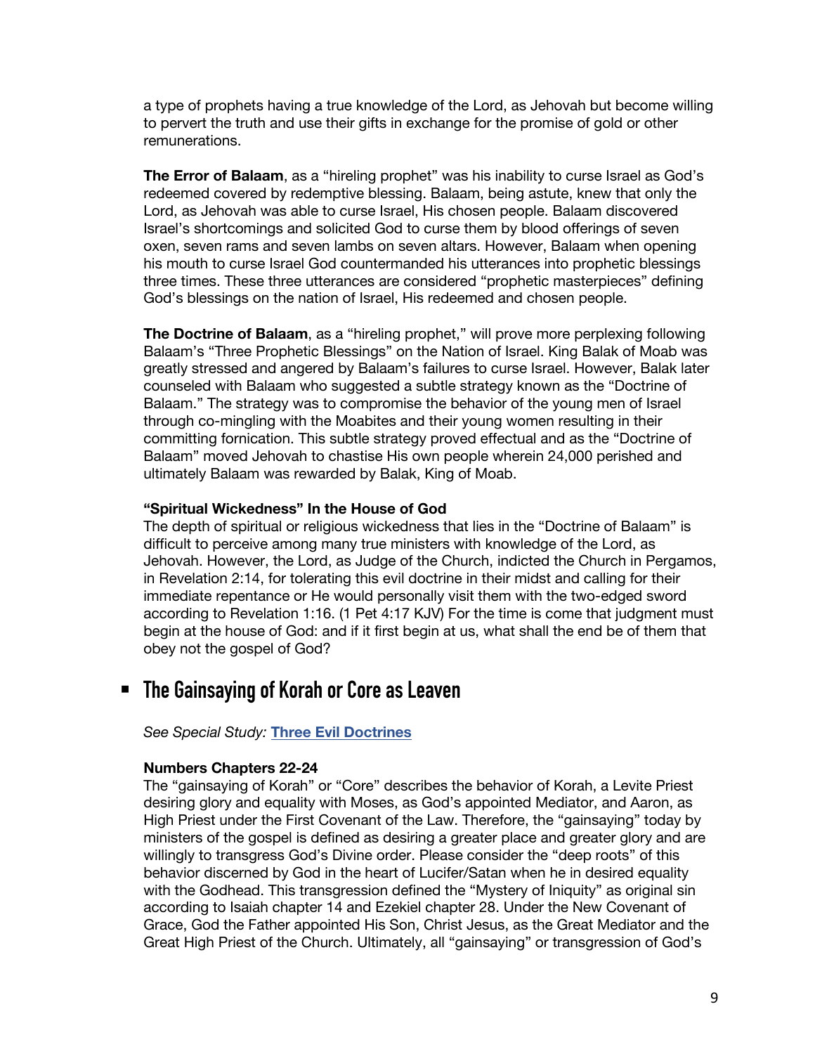a type of prophets having a true knowledge of the Lord, as Jehovah but become willing to pervert the truth and use their gifts in exchange for the promise of gold or other remunerations.

**The Error of Balaam**, as a “hireling prophet” was his inability to curse Israel as God’s redeemed covered by redemptive blessing. Balaam, being astute, knew that only the Lord, as Jehovah was able to curse Israel, His chosen people. Balaam discovered Israel’s shortcomings and solicited God to curse them by blood offerings of seven oxen, seven rams and seven lambs on seven altars. However, Balaam when opening his mouth to curse Israel God countermanded his utterances into prophetic blessings three times. These three utterances are considered “prophetic masterpieces” defining God’s blessings on the nation of Israel, His redeemed and chosen people.

**The Doctrine of Balaam**, as a “hireling prophet,” will prove more perplexing following Balaam’s “Three Prophetic Blessings” on the Nation of Israel. King Balak of Moab was greatly stressed and angered by Balaam’s failures to curse Israel. However, Balak later counseled with Balaam who suggested a subtle strategy known as the “Doctrine of Balaam.” The strategy was to compromise the behavior of the young men of Israel through co-mingling with the Moabites and their young women resulting in their committing fornication. This subtle strategy proved effectual and as the “Doctrine of Balaam” moved Jehovah to chastise His own people wherein 24,000 perished and ultimately Balaam was rewarded by Balak, King of Moab.

**“Spiritual Wickedness” In the House of God**
The depth of spiritual or religious wickedness that lies in the “Doctrine of Balaam” is difficult to perceive among many true ministers with knowledge of the Lord, as Jehovah. However, the Lord, as Judge of the Church, indicted the Church in Pergamos, in Revelation 2:14, for tolerating this evil doctrine in their midst and calling for their immediate repentance or He would personally visit them with the two-edged sword according to Revelation 1:16. (1 Pet 4:17 KJV) For the time is come that judgment must begin at the house of God: and if it first begin at us, what shall the end be of them that obey not the gospel of God?

## The Gainsaying of Korah or Core as Leaven

*See Special Study:* **Three Evil Doctrines**

**Numbers Chapters 22-24**
The “gainsaying of Korah” or “Core” describes the behavior of Korah, a Levite Priest desiring glory and equality with Moses, as God’s appointed Mediator, and Aaron, as High Priest under the First Covenant of the Law. Therefore, the “gainsaying” today by ministers of the gospel is defined as desiring a greater place and greater glory and are willingly to transgress God’s Divine order. Please consider the “deep roots” of this behavior discerned by God in the heart of Lucifer/Satan when he in desired equality with the Godhead. This transgression defined the “Mystery of Iniquity” as original sin according to Isaiah chapter 14 and Ezekiel chapter 28. Under the New Covenant of Grace, God the Father appointed His Son, Christ Jesus, as the Great Mediator and the Great High Priest of the Church. Ultimately, all “gainsaying” or transgression of God’s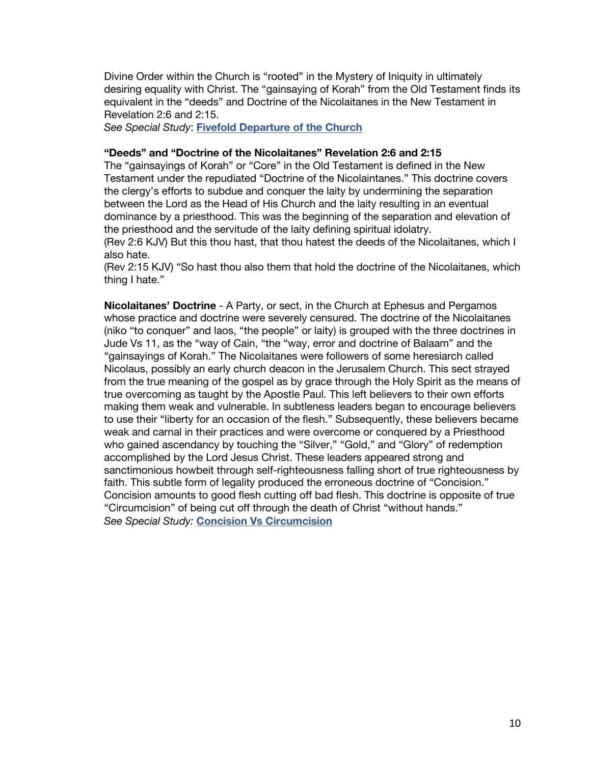Divine Order within the Church is “rooted” in the Mystery of Iniquity in ultimately desiring equality with Christ. The “gainsaying of Korah” from the Old Testament finds its equivalent in the “deeds” and Doctrine of the Nicolaitanes in the New Testament in Revelation 2:6 and 2:15.

*See Special Study*: **Fivefold Departure of the Church**

**“Deeds” and “Doctrine of the Nicolaitanes” Revelation 2:6 and 2:15**

The “gainsayings of Korah” or “Core” in the Old Testament is defined in the New Testament under the repudiated “Doctrine of the Nicolaintanes.” This doctrine covers the clergy’s efforts to subdue and conquer the laity by undermining the separation between the Lord as the Head of His Church and the laity resulting in an eventual dominance by a priesthood. This was the beginning of the separation and elevation of the priesthood and the servitude of the laity defining spiritual idolatry.

(Rev 2:6 KJV) But this thou hast, that thou hatest the deeds of the Nicolaitanes, which I also hate.

(Rev 2:15 KJV) “So hast thou also them that hold the doctrine of the Nicolaitanes, which thing I hate.”

**Nicolaitanes’ Doctrine** - A Party, or sect, in the Church at Ephesus and Pergamos whose practice and doctrine were severely censured. The doctrine of the Nicolaitanes (niko “to conquer” and laos, “the people” or laity) is grouped with the three doctrines in Jude Vs 11, as the “way of Cain, “the “way, error and doctrine of Balaam” and the “gainsayings of Korah.” The Nicolaitanes were followers of some heresiarch called Nicolaus, possibly an early church deacon in the Jerusalem Church. This sect strayed from the true meaning of the gospel as by grace through the Holy Spirit as the means of true overcoming as taught by the Apostle Paul. This left believers to their own efforts making them weak and vulnerable. In subtleness leaders began to encourage believers to use their “liberty for an occasion of the flesh.” Subsequently, these believers became weak and carnal in their practices and were overcome or conquered by a Priesthood who gained ascendancy by touching the “Silver,” “Gold,” and “Glory” of redemption accomplished by the Lord Jesus Christ. These leaders appeared strong and sanctimonious howbeit through self-righteousness falling short of true righteousness by faith. This subtle form of legality produced the erroneous doctrine of “Concision.” Concision amounts to good flesh cutting off bad flesh. This doctrine is opposite of true “Circumcision” of being cut off through the death of Christ “without hands.”

*See Special Study:* **Concision Vs Circumcision**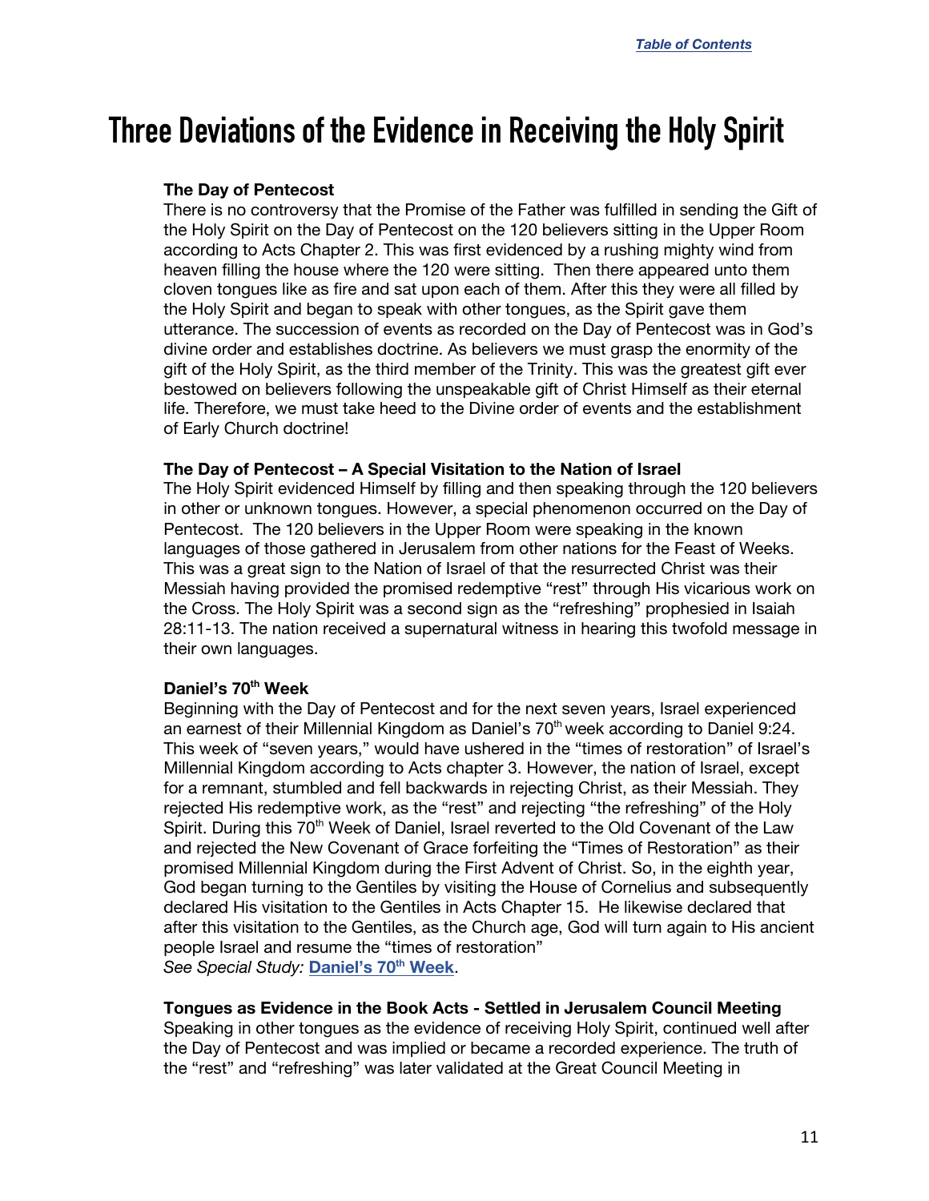# Three Deviations of the Evidence in Receiving the Holy Spirit

**The Day of Pentecost**
There is no controversy that the Promise of the Father was fulfilled in sending the Gift of the Holy Spirit on the Day of Pentecost on the 120 believers sitting in the Upper Room according to Acts Chapter 2. This was first evidenced by a rushing mighty wind from heaven filling the house where the 120 were sitting. Then there appeared unto them cloven tongues like as fire and sat upon each of them. After this they were all filled by the Holy Spirit and began to speak with other tongues, as the Spirit gave them utterance. The succession of events as recorded on the Day of Pentecost was in God's divine order and establishes doctrine. As believers we must grasp the enormity of the gift of the Holy Spirit, as the third member of the Trinity. This was the greatest gift ever bestowed on believers following the unspeakable gift of Christ Himself as their eternal life. Therefore, we must take heed to the Divine order of events and the establishment of Early Church doctrine!

**The Day of Pentecost – A Special Visitation to the Nation of Israel**
The Holy Spirit evidenced Himself by filling and then speaking through the 120 believers in other or unknown tongues. However, a special phenomenon occurred on the Day of Pentecost. The 120 believers in the Upper Room were speaking in the known languages of those gathered in Jerusalem from other nations for the Feast of Weeks. This was a great sign to the Nation of Israel of that the resurrected Christ was their Messiah having provided the promised redemptive "rest" through His vicarious work on the Cross. The Holy Spirit was a second sign as the "refreshing" prophesied in Isaiah 28:11-13. The nation received a supernatural witness in hearing this twofold message in their own languages.

**Daniel's 70th Week**
Beginning with the Day of Pentecost and for the next seven years, Israel experienced an earnest of their Millennial Kingdom as Daniel's 70th week according to Daniel 9:24. This week of "seven years," would have ushered in the "times of restoration" of Israel's Millennial Kingdom according to Acts chapter 3. However, the nation of Israel, except for a remnant, stumbled and fell backwards in rejecting Christ, as their Messiah. They rejected His redemptive work, as the "rest" and rejecting "the refreshing" of the Holy Spirit. During this 70th Week of Daniel, Israel reverted to the Old Covenant of the Law and rejected the New Covenant of Grace forfeiting the "Times of Restoration" as their promised Millennial Kingdom during the First Advent of Christ. So, in the eighth year, God began turning to the Gentiles by visiting the House of Cornelius and subsequently declared His visitation to the Gentiles in Acts Chapter 15. He likewise declared that after this visitation to the Gentiles, as the Church age, God will turn again to His ancient people Israel and resume the "times of restoration"
*See Special Study:* **Daniel's 70th Week**.

**Tongues as Evidence in the Book Acts - Settled in Jerusalem Council Meeting**
Speaking in other tongues as the evidence of receiving Holy Spirit, continued well after the Day of Pentecost and was implied or became a recorded experience. The truth of the "rest" and "refreshing" was later validated at the Great Council Meeting in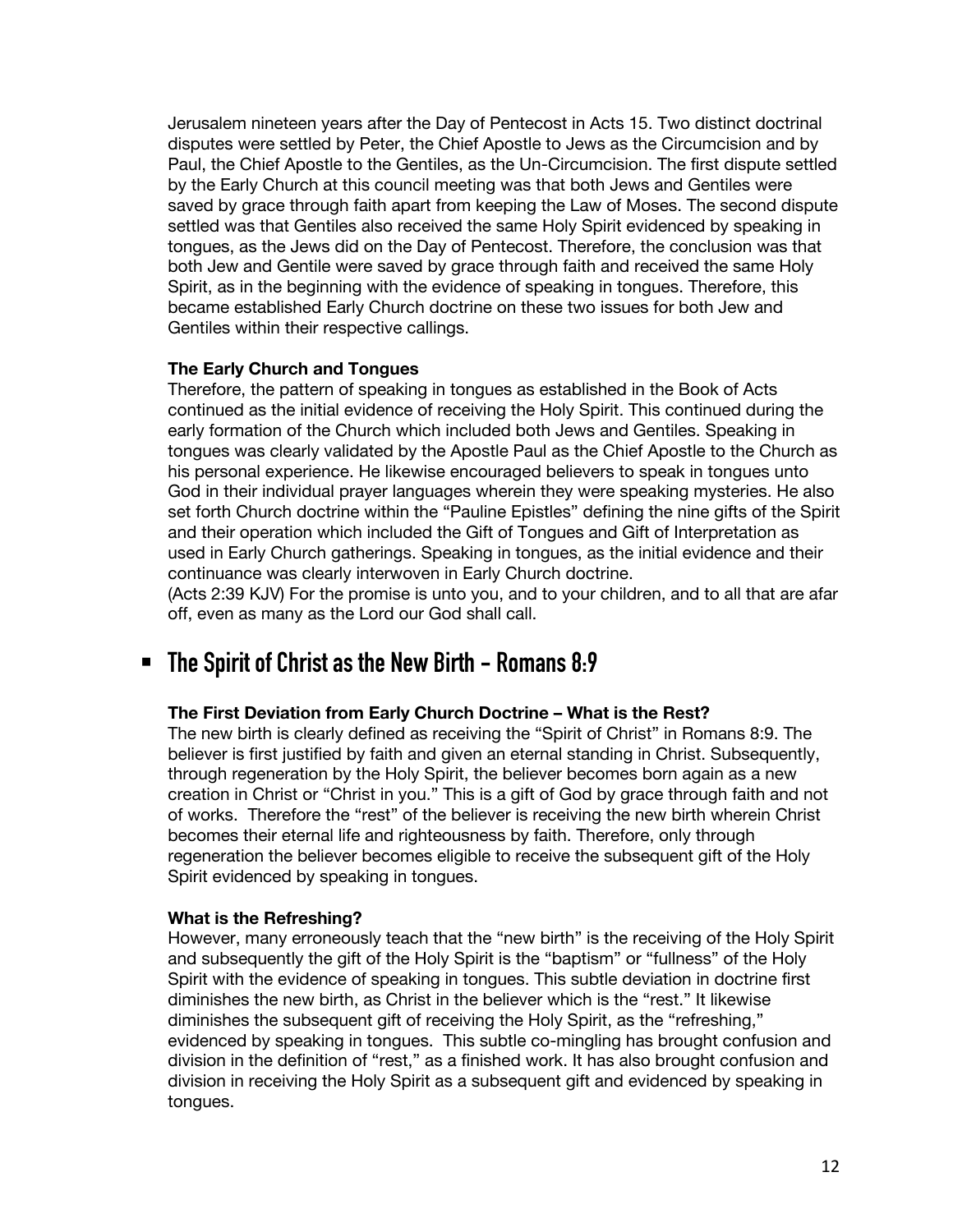Jerusalem nineteen years after the Day of Pentecost in Acts 15. Two distinct doctrinal disputes were settled by Peter, the Chief Apostle to Jews as the Circumcision and by Paul, the Chief Apostle to the Gentiles, as the Un-Circumcision. The first dispute settled by the Early Church at this council meeting was that both Jews and Gentiles were saved by grace through faith apart from keeping the Law of Moses. The second dispute settled was that Gentiles also received the same Holy Spirit evidenced by speaking in tongues, as the Jews did on the Day of Pentecost. Therefore, the conclusion was that both Jew and Gentile were saved by grace through faith and received the same Holy Spirit, as in the beginning with the evidence of speaking in tongues. Therefore, this became established Early Church doctrine on these two issues for both Jew and Gentiles within their respective callings.

**The Early Church and Tongues**

Therefore, the pattern of speaking in tongues as established in the Book of Acts continued as the initial evidence of receiving the Holy Spirit. This continued during the early formation of the Church which included both Jews and Gentiles. Speaking in tongues was clearly validated by the Apostle Paul as the Chief Apostle to the Church as his personal experience. He likewise encouraged believers to speak in tongues unto God in their individual prayer languages wherein they were speaking mysteries. He also set forth Church doctrine within the "Pauline Epistles" defining the nine gifts of the Spirit and their operation which included the Gift of Tongues and Gift of Interpretation as used in Early Church gatherings. Speaking in tongues, as the initial evidence and their continuance was clearly interwoven in Early Church doctrine.

(Acts 2:39 KJV) For the promise is unto you, and to your children, and to all that are afar off, even as many as the Lord our God shall call.

## ▪ The Spirit of Christ as the New Birth - Romans 8:9

**The First Deviation from Early Church Doctrine – What is the Rest?**

The new birth is clearly defined as receiving the "Spirit of Christ" in Romans 8:9. The believer is first justified by faith and given an eternal standing in Christ. Subsequently, through regeneration by the Holy Spirit, the believer becomes born again as a new creation in Christ or "Christ in you." This is a gift of God by grace through faith and not of works. Therefore the "rest" of the believer is receiving the new birth wherein Christ becomes their eternal life and righteousness by faith. Therefore, only through regeneration the believer becomes eligible to receive the subsequent gift of the Holy Spirit evidenced by speaking in tongues.

**What is the Refreshing?**

However, many erroneously teach that the "new birth" is the receiving of the Holy Spirit and subsequently the gift of the Holy Spirit is the "baptism" or "fullness" of the Holy Spirit with the evidence of speaking in tongues. This subtle deviation in doctrine first diminishes the new birth, as Christ in the believer which is the "rest." It likewise diminishes the subsequent gift of receiving the Holy Spirit, as the "refreshing," evidenced by speaking in tongues. This subtle co-mingling has brought confusion and division in the definition of "rest," as a finished work. It has also brought confusion and division in receiving the Holy Spirit as a subsequent gift and evidenced by speaking in tongues.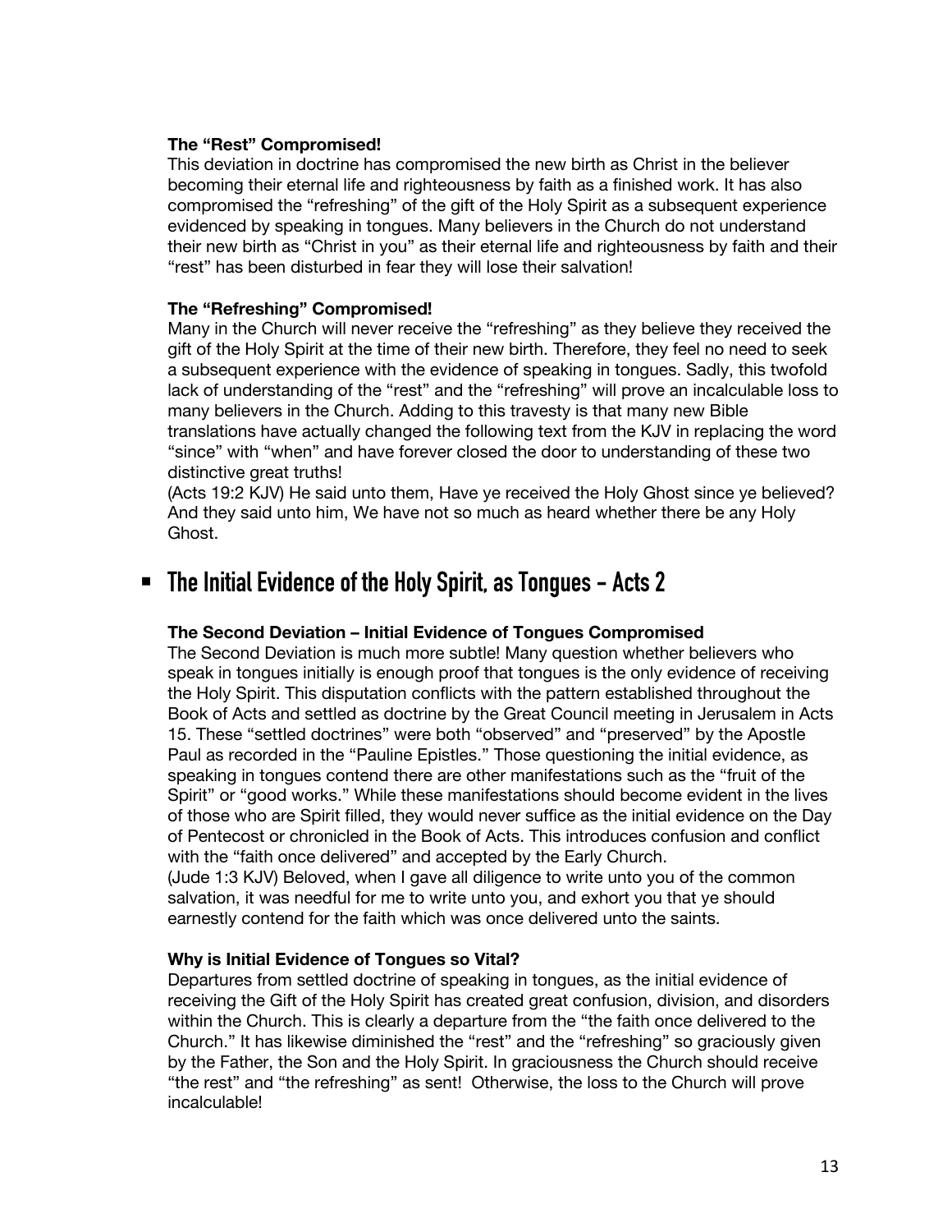**The "Rest" Compromised!**

This deviation in doctrine has compromised the new birth as Christ in the believer becoming their eternal life and righteousness by faith as a finished work. It has also compromised the "refreshing" of the gift of the Holy Spirit as a subsequent experience evidenced by speaking in tongues. Many believers in the Church do not understand their new birth as "Christ in you" as their eternal life and righteousness by faith and their "rest" has been disturbed in fear they will lose their salvation!

**The "Refreshing" Compromised!**

Many in the Church will never receive the "refreshing" as they believe they received the gift of the Holy Spirit at the time of their new birth. Therefore, they feel no need to seek a subsequent experience with the evidence of speaking in tongues. Sadly, this twofold lack of understanding of the "rest" and the "refreshing" will prove an incalculable loss to many believers in the Church. Adding to this travesty is that many new Bible translations have actually changed the following text from the KJV in replacing the word "since" with "when" and have forever closed the door to understanding of these two distinctive great truths!

(Acts 19:2 KJV) He said unto them, Have ye received the Holy Ghost since ye believed? And they said unto him, We have not so much as heard whether there be any Holy Ghost.

## ▪ The Initial Evidence of the Holy Spirit, as Tongues - Acts 2

**The Second Deviation – Initial Evidence of Tongues Compromised**

The Second Deviation is much more subtle! Many question whether believers who speak in tongues initially is enough proof that tongues is the only evidence of receiving the Holy Spirit. This disputation conflicts with the pattern established throughout the Book of Acts and settled as doctrine by the Great Council meeting in Jerusalem in Acts 15. These "settled doctrines" were both "observed" and "preserved" by the Apostle Paul as recorded in the "Pauline Epistles." Those questioning the initial evidence, as speaking in tongues contend there are other manifestations such as the "fruit of the Spirit" or "good works." While these manifestations should become evident in the lives of those who are Spirit filled, they would never suffice as the initial evidence on the Day of Pentecost or chronicled in the Book of Acts. This introduces confusion and conflict with the "faith once delivered" and accepted by the Early Church.

(Jude 1:3 KJV) Beloved, when I gave all diligence to write unto you of the common salvation, it was needful for me to write unto you, and exhort you that ye should earnestly contend for the faith which was once delivered unto the saints.

**Why is Initial Evidence of Tongues so Vital?**

Departures from settled doctrine of speaking in tongues, as the initial evidence of receiving the Gift of the Holy Spirit has created great confusion, division, and disorders within the Church. This is clearly a departure from the "the faith once delivered to the Church." It has likewise diminished the "rest" and the "refreshing" so graciously given by the Father, the Son and the Holy Spirit. In graciousness the Church should receive "the rest" and "the refreshing" as sent! Otherwise, the loss to the Church will prove incalculable!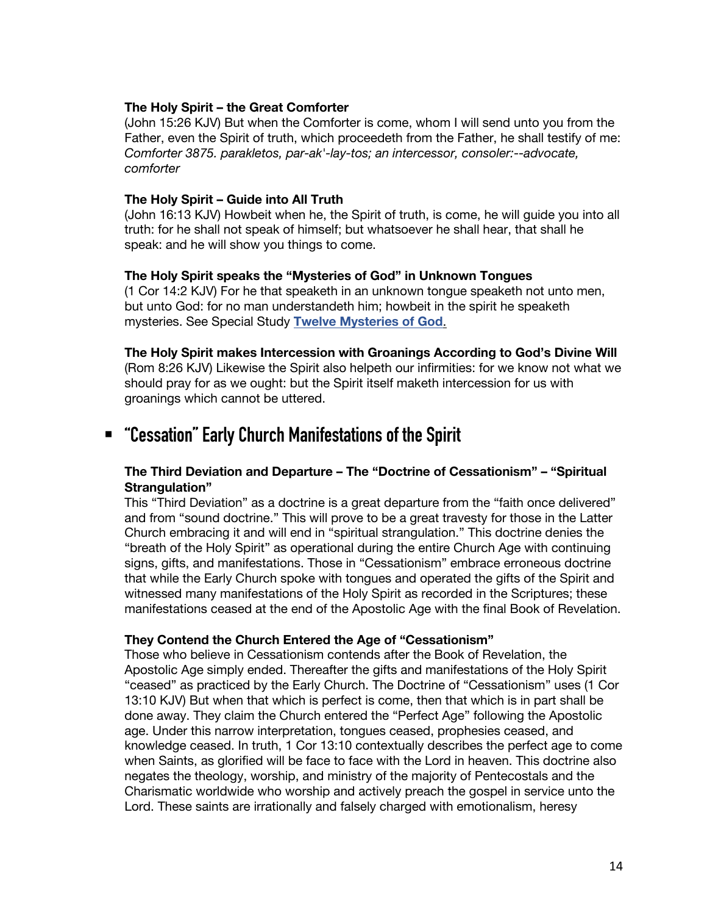**The Holy Spirit – the Great Comforter**
(John 15:26 KJV) But when the Comforter is come, whom I will send unto you from the Father, even the Spirit of truth, which proceedeth from the Father, he shall testify of me: *Comforter 3875. parakletos, par-ak'-lay-tos; an intercessor, consoler:--advocate, comforter*

**The Holy Spirit – Guide into All Truth**
(John 16:13 KJV) Howbeit when he, the Spirit of truth, is come, he will guide you into all truth: for he shall not speak of himself; but whatsoever he shall hear, that shall he speak: and he will show you things to come.

**The Holy Spirit speaks the "Mysteries of God" in Unknown Tongues**
(1 Cor 14:2 KJV) For he that speaketh in an unknown tongue speaketh not unto men, but unto God: for no man understandeth him; howbeit in the spirit he speaketh mysteries. See Special Study **Twelve Mysteries of God**.

**The Holy Spirit makes Intercession with Groanings According to God's Divine Will**
(Rom 8:26 KJV) Likewise the Spirit also helpeth our infirmities: for we know not what we should pray for as we ought: but the Spirit itself maketh intercession for us with groanings which cannot be uttered.

## "Cessation" Early Church Manifestations of the Spirit

**The Third Deviation and Departure – The "Doctrine of Cessationism" – "Spiritual Strangulation"**
This "Third Deviation" as a doctrine is a great departure from the "faith once delivered" and from "sound doctrine." This will prove to be a great travesty for those in the Latter Church embracing it and will end in "spiritual strangulation." This doctrine denies the "breath of the Holy Spirit" as operational during the entire Church Age with continuing signs, gifts, and manifestations. Those in "Cessationism" embrace erroneous doctrine that while the Early Church spoke with tongues and operated the gifts of the Spirit and witnessed many manifestations of the Holy Spirit as recorded in the Scriptures; these manifestations ceased at the end of the Apostolic Age with the final Book of Revelation.

**They Contend the Church Entered the Age of "Cessationism"**
Those who believe in Cessationism contends after the Book of Revelation, the Apostolic Age simply ended. Thereafter the gifts and manifestations of the Holy Spirit "ceased" as practiced by the Early Church. The Doctrine of "Cessationism" uses (1 Cor 13:10 KJV) But when that which is perfect is come, then that which is in part shall be done away. They claim the Church entered the "Perfect Age" following the Apostolic age. Under this narrow interpretation, tongues ceased, prophesies ceased, and knowledge ceased. In truth, 1 Cor 13:10 contextually describes the perfect age to come when Saints, as glorified will be face to face with the Lord in heaven. This doctrine also negates the theology, worship, and ministry of the majority of Pentecostals and the Charismatic worldwide who worship and actively preach the gospel in service unto the Lord. These saints are irrationally and falsely charged with emotionalism, heresy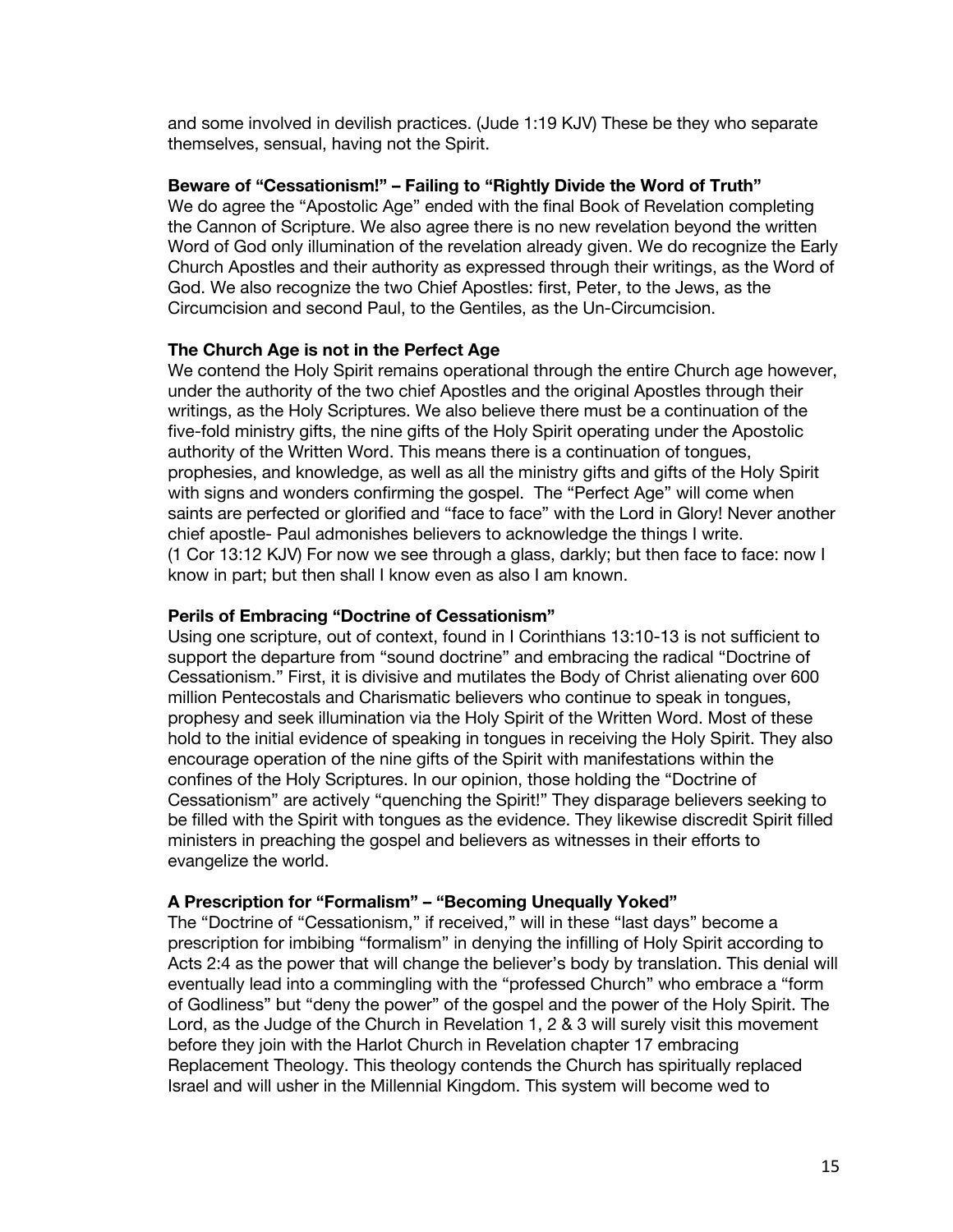and some involved in devilish practices. (Jude 1:19 KJV) These be they who separate themselves, sensual, having not the Spirit.

**Beware of "Cessationism!" – Failing to "Rightly Divide the Word of Truth"**
We do agree the "Apostolic Age" ended with the final Book of Revelation completing the Cannon of Scripture. We also agree there is no new revelation beyond the written Word of God only illumination of the revelation already given. We do recognize the Early Church Apostles and their authority as expressed through their writings, as the Word of God. We also recognize the two Chief Apostles: first, Peter, to the Jews, as the Circumcision and second Paul, to the Gentiles, as the Un-Circumcision.

**The Church Age is not in the Perfect Age**
We contend the Holy Spirit remains operational through the entire Church age however, under the authority of the two chief Apostles and the original Apostles through their writings, as the Holy Scriptures. We also believe there must be a continuation of the five-fold ministry gifts, the nine gifts of the Holy Spirit operating under the Apostolic authority of the Written Word. This means there is a continuation of tongues, prophesies, and knowledge, as well as all the ministry gifts and gifts of the Holy Spirit with signs and wonders confirming the gospel. The "Perfect Age" will come when saints are perfected or glorified and "face to face" with the Lord in Glory! Never another chief apostle- Paul admonishes believers to acknowledge the things I write.
(1 Cor 13:12 KJV) For now we see through a glass, darkly; but then face to face: now I know in part; but then shall I know even as also I am known.

**Perils of Embracing "Doctrine of Cessationism"**
Using one scripture, out of context, found in I Corinthians 13:10-13 is not sufficient to support the departure from "sound doctrine" and embracing the radical "Doctrine of Cessationism." First, it is divisive and mutilates the Body of Christ alienating over 600 million Pentecostals and Charismatic believers who continue to speak in tongues, prophesy and seek illumination via the Holy Spirit of the Written Word. Most of these hold to the initial evidence of speaking in tongues in receiving the Holy Spirit. They also encourage operation of the nine gifts of the Spirit with manifestations within the confines of the Holy Scriptures. In our opinion, those holding the "Doctrine of Cessationism" are actively "quenching the Spirit!" They disparage believers seeking to be filled with the Spirit with tongues as the evidence. They likewise discredit Spirit filled ministers in preaching the gospel and believers as witnesses in their efforts to evangelize the world.

**A Prescription for "Formalism" – "Becoming Unequally Yoked"**
The "Doctrine of "Cessationism," if received," will in these "last days" become a prescription for imbibing "formalism" in denying the infilling of Holy Spirit according to Acts 2:4 as the power that will change the believer's body by translation. This denial will eventually lead into a commingling with the "professed Church" who embrace a "form of Godliness" but "deny the power" of the gospel and the power of the Holy Spirit. The Lord, as the Judge of the Church in Revelation 1, 2 & 3 will surely visit this movement before they join with the Harlot Church in Revelation chapter 17 embracing Replacement Theology. This theology contends the Church has spiritually replaced Israel and will usher in the Millennial Kingdom. This system will become wed to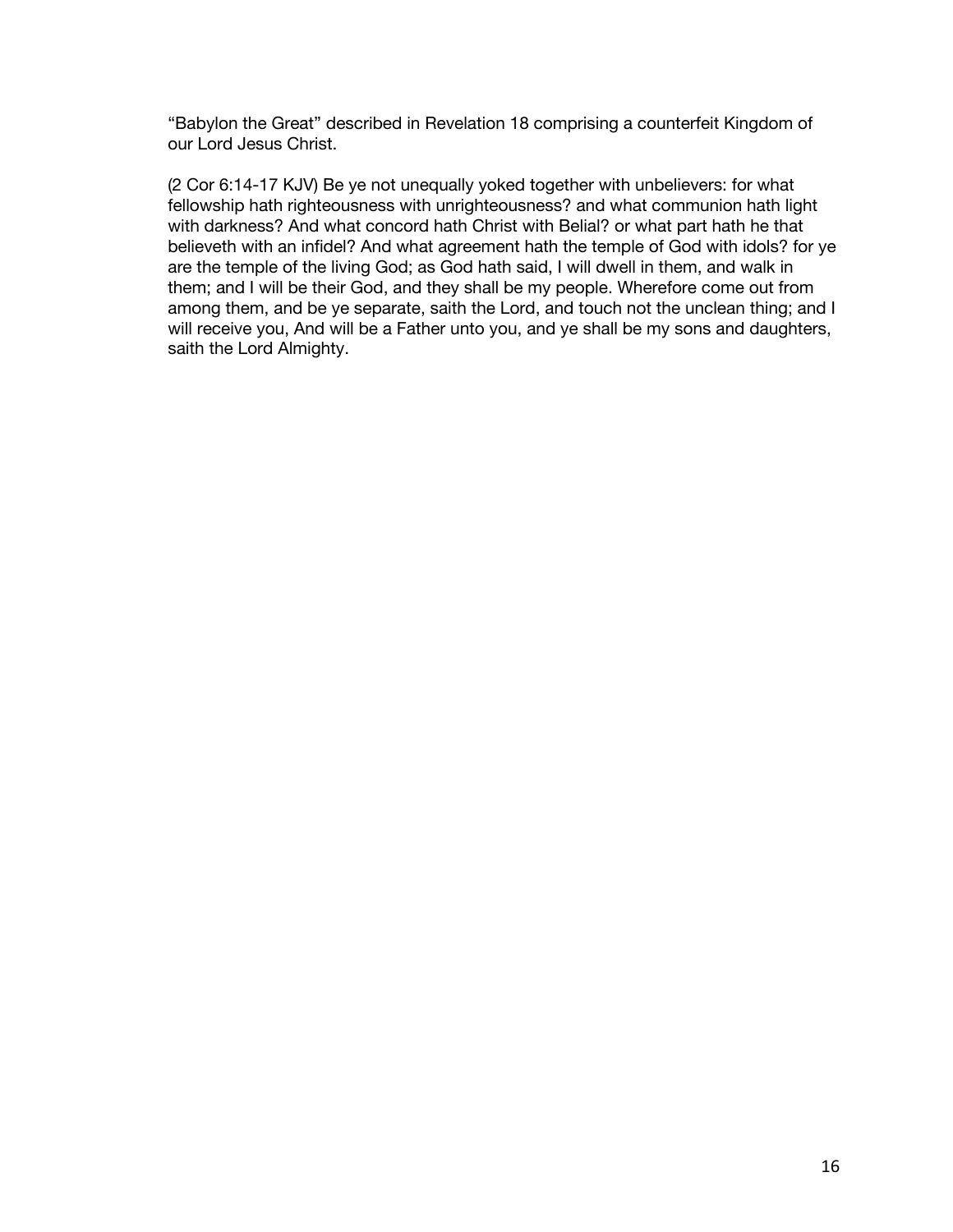"Babylon the Great" described in Revelation 18 comprising a counterfeit Kingdom of our Lord Jesus Christ.

(2 Cor 6:14-17 KJV) Be ye not unequally yoked together with unbelievers: for what fellowship hath righteousness with unrighteousness? and what communion hath light with darkness? And what concord hath Christ with Belial? or what part hath he that believeth with an infidel? And what agreement hath the temple of God with idols? for ye are the temple of the living God; as God hath said, I will dwell in them, and walk in them; and I will be their God, and they shall be my people. Wherefore come out from among them, and be ye separate, saith the Lord, and touch not the unclean thing; and I will receive you, And will be a Father unto you, and ye shall be my sons and daughters, saith the Lord Almighty.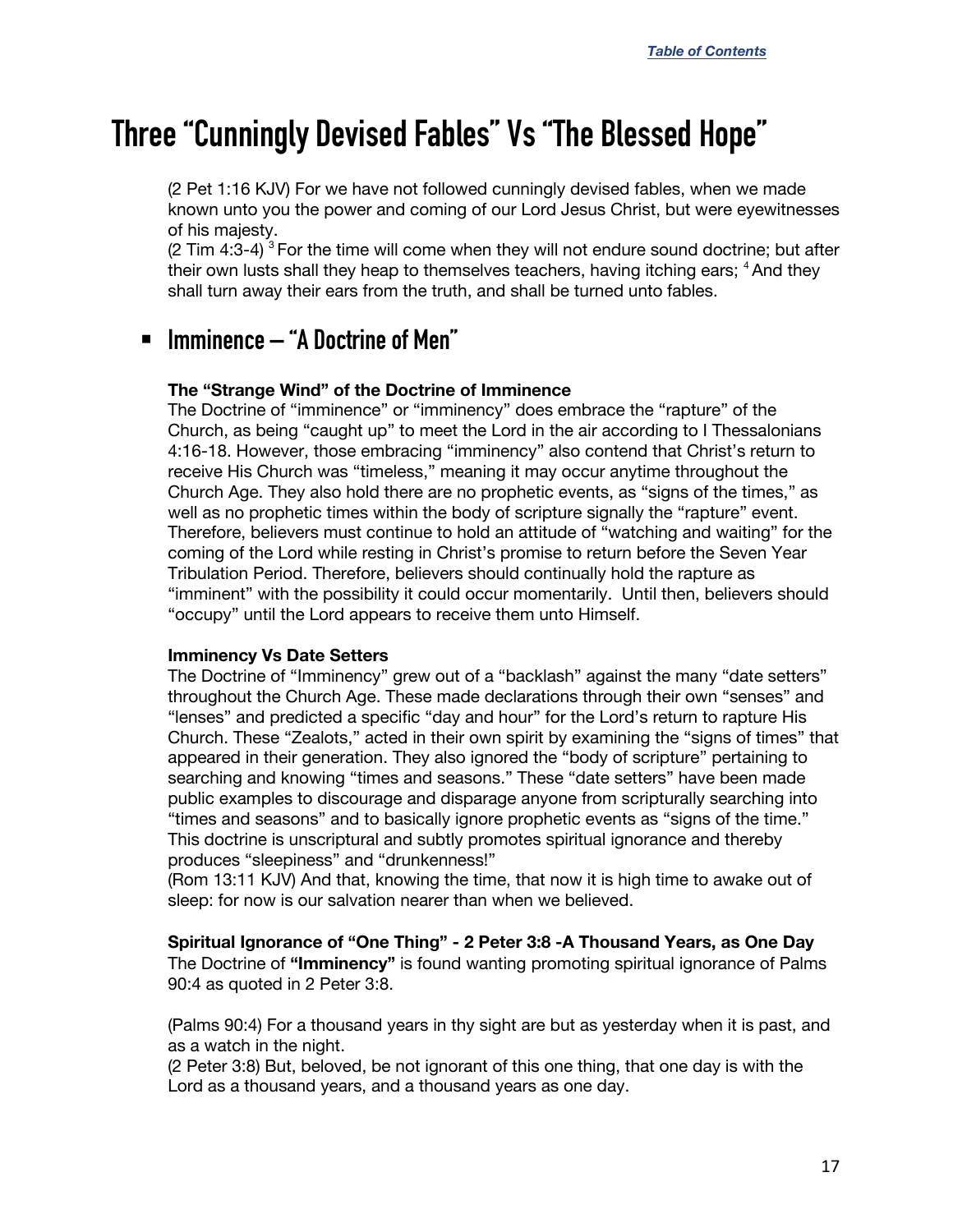# Three "Cunningly Devised Fables" Vs "The Blessed Hope"

(2 Pet 1:16 KJV) For we have not followed cunningly devised fables, when we made known unto you the power and coming of our Lord Jesus Christ, but were eyewitnesses of his majesty.
(2 Tim 4:3-4) [3] For the time will come when they will not endure sound doctrine; but after their own lusts shall they heap to themselves teachers, having itching ears; [4] And they shall turn away their ears from the truth, and shall be turned unto fables.

## ▪ Imminence – "A Doctrine of Men"

**The "Strange Wind" of the Doctrine of Imminence**
The Doctrine of "imminence" or "imminency" does embrace the "rapture" of the Church, as being "caught up" to meet the Lord in the air according to I Thessalonians 4:16-18. However, those embracing "imminency" also contend that Christ's return to receive His Church was "timeless," meaning it may occur anytime throughout the Church Age. They also hold there are no prophetic events, as "signs of the times," as well as no prophetic times within the body of scripture signally the "rapture" event. Therefore, believers must continue to hold an attitude of "watching and waiting" for the coming of the Lord while resting in Christ's promise to return before the Seven Year Tribulation Period. Therefore, believers should continually hold the rapture as "imminent" with the possibility it could occur momentarily. Until then, believers should "occupy" until the Lord appears to receive them unto Himself.

**Imminency Vs Date Setters**
The Doctrine of "Imminency" grew out of a "backlash" against the many "date setters" throughout the Church Age. These made declarations through their own "senses" and "lenses" and predicted a specific "day and hour" for the Lord's return to rapture His Church. These "Zealots," acted in their own spirit by examining the "signs of times" that appeared in their generation. They also ignored the "body of scripture" pertaining to searching and knowing "times and seasons." These "date setters" have been made public examples to discourage and disparage anyone from scripturally searching into "times and seasons" and to basically ignore prophetic events as "signs of the time." This doctrine is unscriptural and subtly promotes spiritual ignorance and thereby produces "sleepiness" and "drunkenness!"
(Rom 13:11 KJV) And that, knowing the time, that now it is high time to awake out of sleep: for now is our salvation nearer than when we believed.

**Spiritual Ignorance of "One Thing" - 2 Peter 3:8 -A Thousand Years, as One Day**
The Doctrine of **"Imminency"** is found wanting promoting spiritual ignorance of Palms 90:4 as quoted in 2 Peter 3:8.

(Palms 90:4) For a thousand years in thy sight are but as yesterday when it is past, and as a watch in the night.
(2 Peter 3:8) But, beloved, be not ignorant of this one thing, that one day is with the Lord as a thousand years, and a thousand years as one day.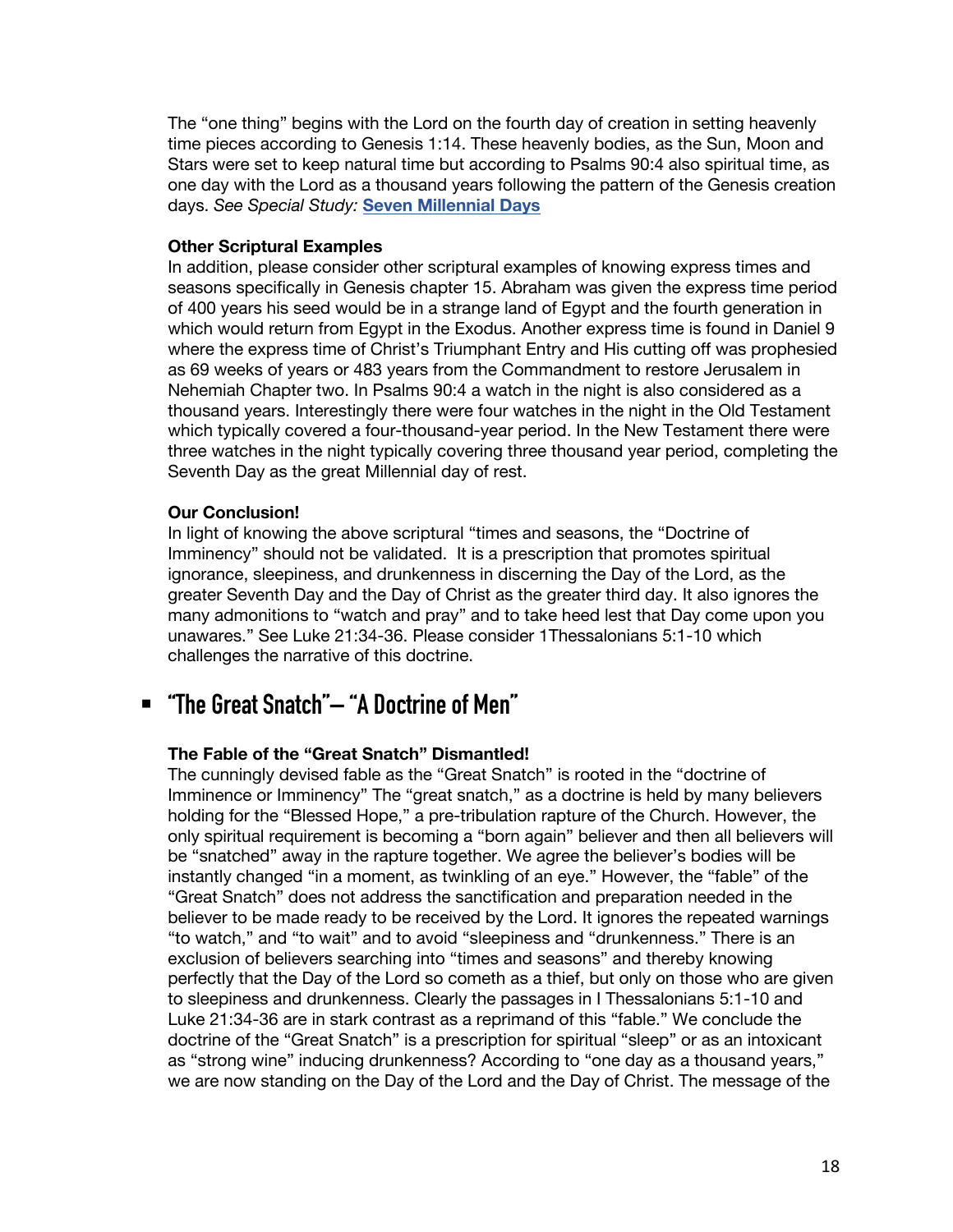The “one thing” begins with the Lord on the fourth day of creation in setting heavenly time pieces according to Genesis 1:14. These heavenly bodies, as the Sun, Moon and Stars were set to keep natural time but according to Psalms 90:4 also spiritual time, as one day with the Lord as a thousand years following the pattern of the Genesis creation days. *See Special Study:* **Seven Millennial Days**

**Other Scriptural Examples**
In addition, please consider other scriptural examples of knowing express times and seasons specifically in Genesis chapter 15. Abraham was given the express time period of 400 years his seed would be in a strange land of Egypt and the fourth generation in which would return from Egypt in the Exodus. Another express time is found in Daniel 9 where the express time of Christ’s Triumphant Entry and His cutting off was prophesied as 69 weeks of years or 483 years from the Commandment to restore Jerusalem in Nehemiah Chapter two. In Psalms 90:4 a watch in the night is also considered as a thousand years. Interestingly there were four watches in the night in the Old Testament which typically covered a four-thousand-year period. In the New Testament there were three watches in the night typically covering three thousand year period, completing the Seventh Day as the great Millennial day of rest.

**Our Conclusion!**
In light of knowing the above scriptural “times and seasons, the “Doctrine of Imminency” should not be validated. It is a prescription that promotes spiritual ignorance, sleepiness, and drunkenness in discerning the Day of the Lord, as the greater Seventh Day and the Day of Christ as the greater third day. It also ignores the many admonitions to “watch and pray” and to take heed lest that Day come upon you unawares.” See Luke 21:34-36. Please consider 1Thessalonians 5:1-10 which challenges the narrative of this doctrine.

## “The Great Snatch”– “A Doctrine of Men”

**The Fable of the “Great Snatch” Dismantled!**
The cunningly devised fable as the “Great Snatch” is rooted in the “doctrine of Imminence or Imminency” The “great snatch,” as a doctrine is held by many believers holding for the “Blessed Hope,” a pre-tribulation rapture of the Church. However, the only spiritual requirement is becoming a “born again” believer and then all believers will be “snatched” away in the rapture together. We agree the believer’s bodies will be instantly changed “in a moment, as twinkling of an eye.” However, the “fable” of the “Great Snatch” does not address the sanctification and preparation needed in the believer to be made ready to be received by the Lord. It ignores the repeated warnings “to watch,” and “to wait” and to avoid “sleepiness and “drunkenness.” There is an exclusion of believers searching into “times and seasons” and thereby knowing perfectly that the Day of the Lord so cometh as a thief, but only on those who are given to sleepiness and drunkenness. Clearly the passages in I Thessalonians 5:1-10 and Luke 21:34-36 are in stark contrast as a reprimand of this “fable.” We conclude the doctrine of the “Great Snatch” is a prescription for spiritual “sleep” or as an intoxicant as “strong wine” inducing drunkenness? According to “one day as a thousand years,” we are now standing on the Day of the Lord and the Day of Christ. The message of the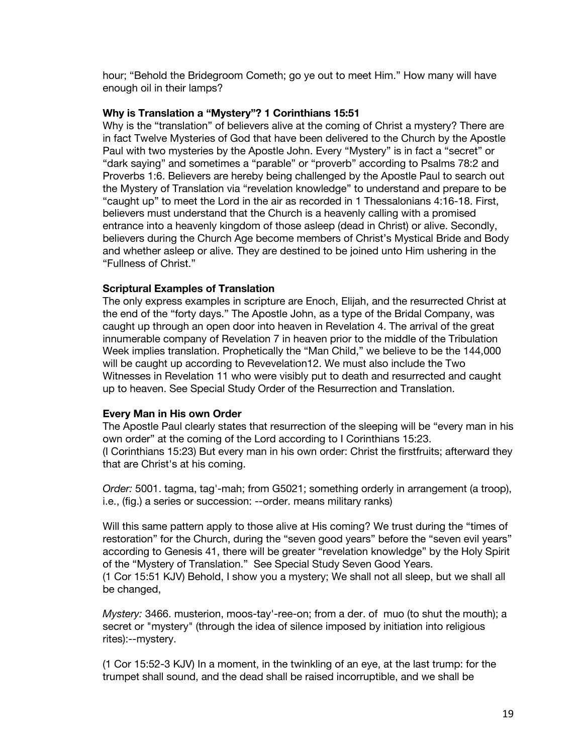hour; "Behold the Bridegroom Cometh; go ye out to meet Him." How many will have enough oil in their lamps?

**Why is Translation a "Mystery"? 1 Corinthians 15:51**

Why is the "translation" of believers alive at the coming of Christ a mystery? There are in fact Twelve Mysteries of God that have been delivered to the Church by the Apostle Paul with two mysteries by the Apostle John. Every "Mystery" is in fact a "secret" or "dark saying" and sometimes a "parable" or "proverb" according to Psalms 78:2 and Proverbs 1:6. Believers are hereby being challenged by the Apostle Paul to search out the Mystery of Translation via "revelation knowledge" to understand and prepare to be "caught up" to meet the Lord in the air as recorded in 1 Thessalonians 4:16-18. First, believers must understand that the Church is a heavenly calling with a promised entrance into a heavenly kingdom of those asleep (dead in Christ) or alive. Secondly, believers during the Church Age become members of Christ's Mystical Bride and Body and whether asleep or alive. They are destined to be joined unto Him ushering in the "Fullness of Christ."

**Scriptural Examples of Translation**

The only express examples in scripture are Enoch, Elijah, and the resurrected Christ at the end of the "forty days." The Apostle John, as a type of the Bridal Company, was caught up through an open door into heaven in Revelation 4. The arrival of the great innumerable company of Revelation 7 in heaven prior to the middle of the Tribulation Week implies translation. Prophetically the "Man Child," we believe to be the 144,000 will be caught up according to Revevelation12. We must also include the Two Witnesses in Revelation 11 who were visibly put to death and resurrected and caught up to heaven. See Special Study Order of the Resurrection and Translation.

**Every Man in His own Order**

The Apostle Paul clearly states that resurrection of the sleeping will be "every man in his own order" at the coming of the Lord according to I Corinthians 15:23.
(I Corinthians 15:23) But every man in his own order: Christ the firstfruits; afterward they that are Christ's at his coming.

*Order:* 5001. tagma, tag'-mah; from G5021; something orderly in arrangement (a troop), i.e., (fig.) a series or succession: --order. means military ranks)

Will this same pattern apply to those alive at His coming? We trust during the "times of restoration" for the Church, during the "seven good years" before the "seven evil years" according to Genesis 41, there will be greater "revelation knowledge" by the Holy Spirit of the "Mystery of Translation." See Special Study Seven Good Years.
(1 Cor 15:51 KJV) Behold, I show you a mystery; We shall not all sleep, but we shall all be changed,

*Mystery:* 3466. musterion, moos-tay'-ree-on; from a der. of muo (to shut the mouth); a secret or "mystery" (through the idea of silence imposed by initiation into religious rites):--mystery.

(1 Cor 15:52-3 KJV) In a moment, in the twinkling of an eye, at the last trump: for the trumpet shall sound, and the dead shall be raised incorruptible, and we shall be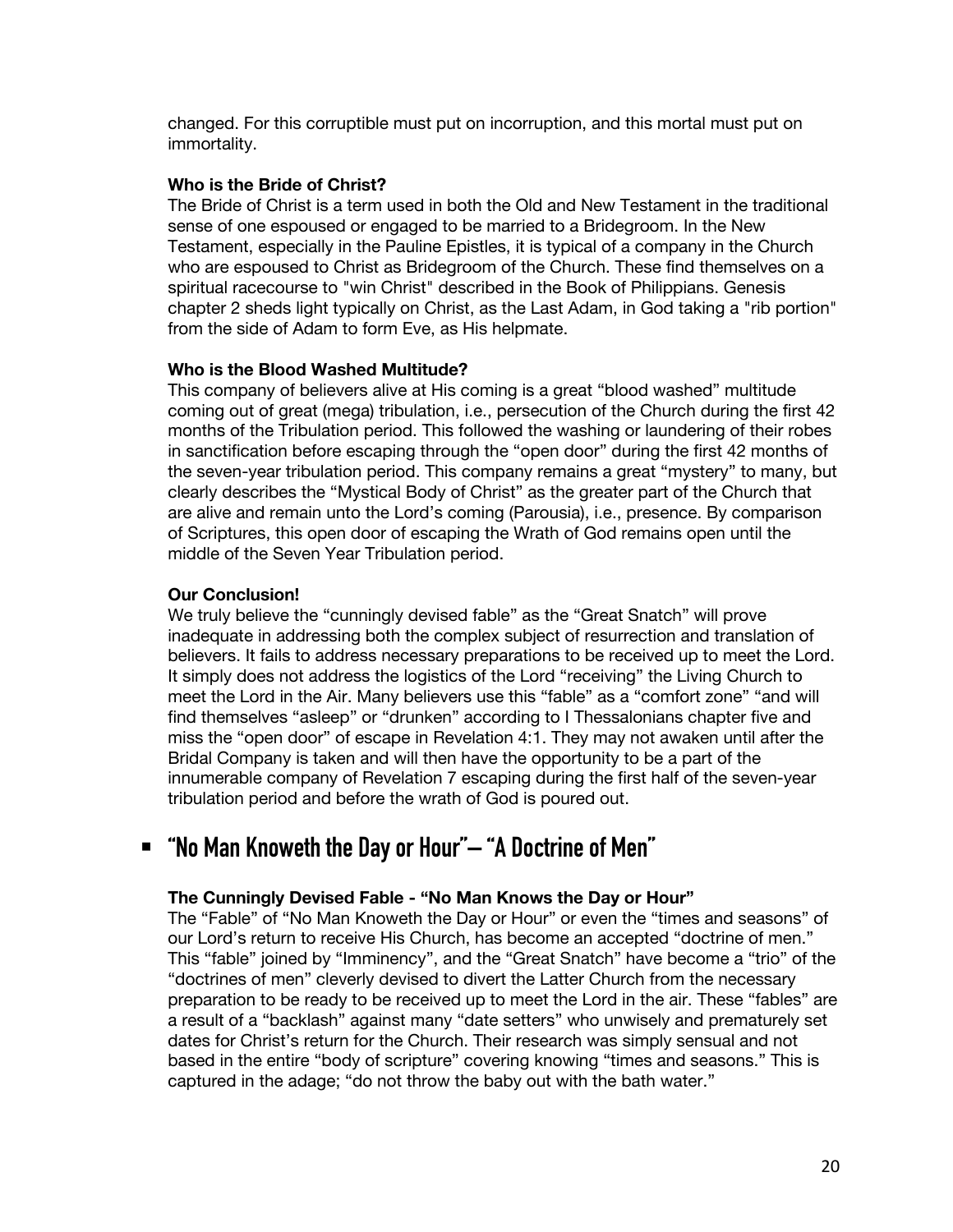changed. For this corruptible must put on incorruption, and this mortal must put on immortality.

**Who is the Bride of Christ?**
The Bride of Christ is a term used in both the Old and New Testament in the traditional sense of one espoused or engaged to be married to a Bridegroom. In the New Testament, especially in the Pauline Epistles, it is typical of a company in the Church who are espoused to Christ as Bridegroom of the Church. These find themselves on a spiritual racecourse to "win Christ" described in the Book of Philippians. Genesis chapter 2 sheds light typically on Christ, as the Last Adam, in God taking a "rib portion" from the side of Adam to form Eve, as His helpmate.

**Who is the Blood Washed Multitude?**
This company of believers alive at His coming is a great "blood washed" multitude coming out of great (mega) tribulation, i.e., persecution of the Church during the first 42 months of the Tribulation period. This followed the washing or laundering of their robes in sanctification before escaping through the "open door" during the first 42 months of the seven-year tribulation period. This company remains a great "mystery" to many, but clearly describes the "Mystical Body of Christ" as the greater part of the Church that are alive and remain unto the Lord's coming (Parousia), i.e., presence. By comparison of Scriptures, this open door of escaping the Wrath of God remains open until the middle of the Seven Year Tribulation period.

**Our Conclusion!**
We truly believe the "cunningly devised fable" as the "Great Snatch" will prove inadequate in addressing both the complex subject of resurrection and translation of believers. It fails to address necessary preparations to be received up to meet the Lord. It simply does not address the logistics of the Lord "receiving" the Living Church to meet the Lord in the Air. Many believers use this "fable" as a "comfort zone" "and will find themselves "asleep" or "drunken" according to I Thessalonians chapter five and miss the "open door" of escape in Revelation 4:1. They may not awaken until after the Bridal Company is taken and will then have the opportunity to be a part of the innumerable company of Revelation 7 escaping during the first half of the seven-year tribulation period and before the wrath of God is poured out.

## ▪ "No Man Knoweth the Day or Hour"– "A Doctrine of Men"

**The Cunningly Devised Fable - "No Man Knows the Day or Hour"**
The "Fable" of "No Man Knoweth the Day or Hour" or even the "times and seasons" of our Lord's return to receive His Church, has become an accepted "doctrine of men." This "fable" joined by "Imminency", and the "Great Snatch" have become a "trio" of the "doctrines of men" cleverly devised to divert the Latter Church from the necessary preparation to be ready to be received up to meet the Lord in the air. These "fables" are a result of a "backlash" against many "date setters" who unwisely and prematurely set dates for Christ's return for the Church. Their research was simply sensual and not based in the entire "body of scripture" covering knowing "times and seasons." This is captured in the adage; "do not throw the baby out with the bath water."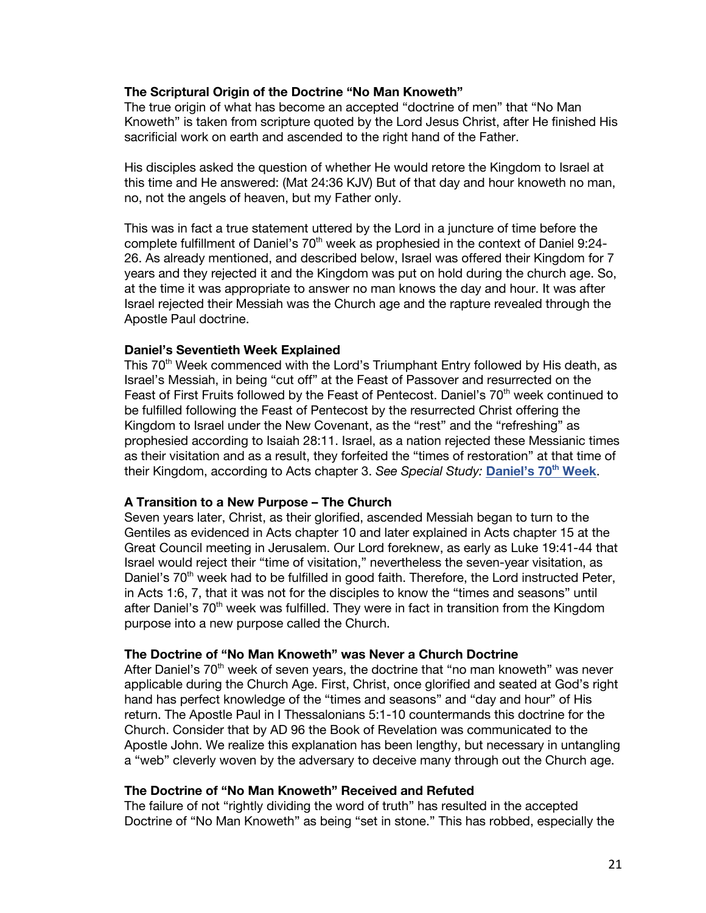**The Scriptural Origin of the Doctrine "No Man Knoweth"**

The true origin of what has become an accepted "doctrine of men" that "No Man Knoweth" is taken from scripture quoted by the Lord Jesus Christ, after He finished His sacrificial work on earth and ascended to the right hand of the Father.

His disciples asked the question of whether He would retore the Kingdom to Israel at this time and He answered: (Mat 24:36 KJV) But of that day and hour knoweth no man, no, not the angels of heaven, but my Father only.

This was in fact a true statement uttered by the Lord in a juncture of time before the complete fulfillment of Daniel's 70th week as prophesied in the context of Daniel 9:24-26. As already mentioned, and described below, Israel was offered their Kingdom for 7 years and they rejected it and the Kingdom was put on hold during the church age. So, at the time it was appropriate to answer no man knows the day and hour. It was after Israel rejected their Messiah was the Church age and the rapture revealed through the Apostle Paul doctrine.

**Daniel's Seventieth Week Explained**

This 70th Week commenced with the Lord's Triumphant Entry followed by His death, as Israel's Messiah, in being "cut off" at the Feast of Passover and resurrected on the Feast of First Fruits followed by the Feast of Pentecost. Daniel's 70th week continued to be fulfilled following the Feast of Pentecost by the resurrected Christ offering the Kingdom to Israel under the New Covenant, as the "rest" and the "refreshing" as prophesied according to Isaiah 28:11. Israel, as a nation rejected these Messianic times as their visitation and as a result, they forfeited the "times of restoration" at that time of their Kingdom, according to Acts chapter 3. *See Special Study:* **Daniel's 70th Week**.

**A Transition to a New Purpose – The Church**

Seven years later, Christ, as their glorified, ascended Messiah began to turn to the Gentiles as evidenced in Acts chapter 10 and later explained in Acts chapter 15 at the Great Council meeting in Jerusalem. Our Lord foreknew, as early as Luke 19:41-44 that Israel would reject their "time of visitation," nevertheless the seven-year visitation, as Daniel's 70th week had to be fulfilled in good faith. Therefore, the Lord instructed Peter, in Acts 1:6, 7, that it was not for the disciples to know the "times and seasons" until after Daniel's 70th week was fulfilled. They were in fact in transition from the Kingdom purpose into a new purpose called the Church.

**The Doctrine of "No Man Knoweth" was Never a Church Doctrine**

After Daniel's 70th week of seven years, the doctrine that "no man knoweth" was never applicable during the Church Age. First, Christ, once glorified and seated at God's right hand has perfect knowledge of the "times and seasons" and "day and hour" of His return. The Apostle Paul in I Thessalonians 5:1-10 countermands this doctrine for the Church. Consider that by AD 96 the Book of Revelation was communicated to the Apostle John. We realize this explanation has been lengthy, but necessary in untangling a "web" cleverly woven by the adversary to deceive many through out the Church age.

**The Doctrine of "No Man Knoweth" Received and Refuted**

The failure of not "rightly dividing the word of truth" has resulted in the accepted Doctrine of "No Man Knoweth" as being "set in stone." This has robbed, especially the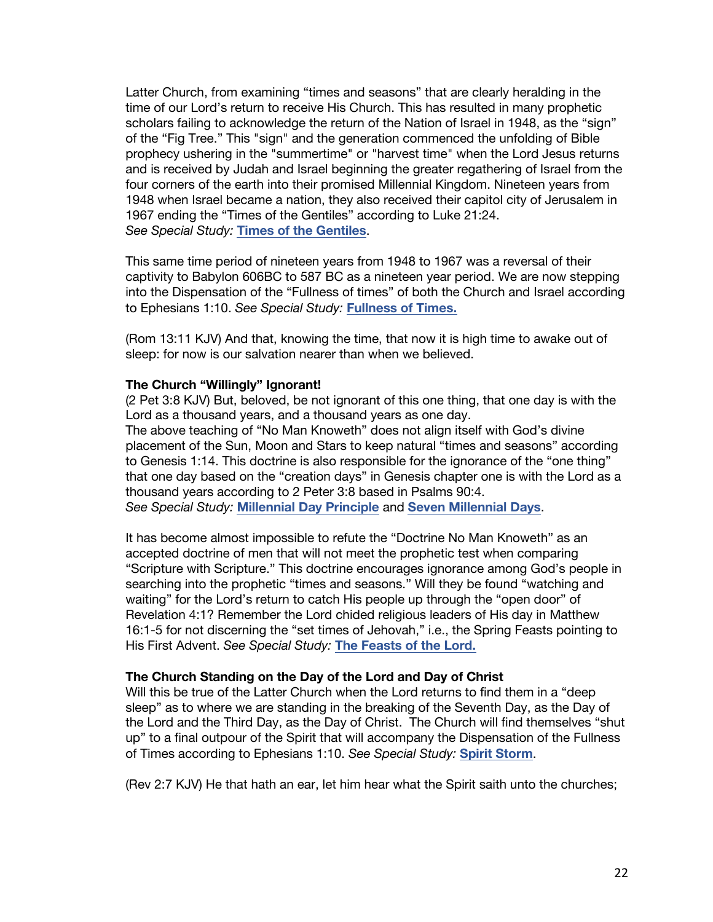Latter Church, from examining “times and seasons” that are clearly heralding in the time of our Lord’s return to receive His Church. This has resulted in many prophetic scholars failing to acknowledge the return of the Nation of Israel in 1948, as the “sign” of the “Fig Tree.” This "sign" and the generation commenced the unfolding of Bible prophecy ushering in the "summertime" or "harvest time" when the Lord Jesus returns and is received by Judah and Israel beginning the greater regathering of Israel from the four corners of the earth into their promised Millennial Kingdom. Nineteen years from 1948 when Israel became a nation, they also received their capitol city of Jerusalem in 1967 ending the “Times of the Gentiles” according to Luke 21:24.
*See Special Study:* **Times of the Gentiles**.

This same time period of nineteen years from 1948 to 1967 was a reversal of their captivity to Babylon 606BC to 587 BC as a nineteen year period. We are now stepping into the Dispensation of the “Fullness of times” of both the Church and Israel according to Ephesians 1:10. *See Special Study:* **Fullness of Times.**

(Rom 13:11 KJV) And that, knowing the time, that now it is high time to awake out of sleep: for now is our salvation nearer than when we believed.

**The Church “Willingly” Ignorant!**
(2 Pet 3:8 KJV) But, beloved, be not ignorant of this one thing, that one day is with the Lord as a thousand years, and a thousand years as one day.
The above teaching of “No Man Knoweth” does not align itself with God’s divine placement of the Sun, Moon and Stars to keep natural “times and seasons” according to Genesis 1:14. This doctrine is also responsible for the ignorance of the “one thing” that one day based on the “creation days” in Genesis chapter one is with the Lord as a thousand years according to 2 Peter 3:8 based in Psalms 90:4.
*See Special Study:* **Millennial Day Principle** and **Seven Millennial Days**.

It has become almost impossible to refute the “Doctrine No Man Knoweth” as an accepted doctrine of men that will not meet the prophetic test when comparing “Scripture with Scripture.” This doctrine encourages ignorance among God’s people in searching into the prophetic “times and seasons.” Will they be found “watching and waiting” for the Lord’s return to catch His people up through the “open door” of Revelation 4:1? Remember the Lord chided religious leaders of His day in Matthew 16:1-5 for not discerning the “set times of Jehovah,” i.e., the Spring Feasts pointing to His First Advent. *See Special Study:* **The Feasts of the Lord.**

**The Church Standing on the Day of the Lord and Day of Christ**
Will this be true of the Latter Church when the Lord returns to find them in a “deep sleep” as to where we are standing in the breaking of the Seventh Day, as the Day of the Lord and the Third Day, as the Day of Christ. The Church will find themselves “shut up” to a final outpour of the Spirit that will accompany the Dispensation of the Fullness of Times according to Ephesians 1:10. *See Special Study:* **Spirit Storm**.

(Rev 2:7 KJV) He that hath an ear, let him hear what the Spirit saith unto the churches;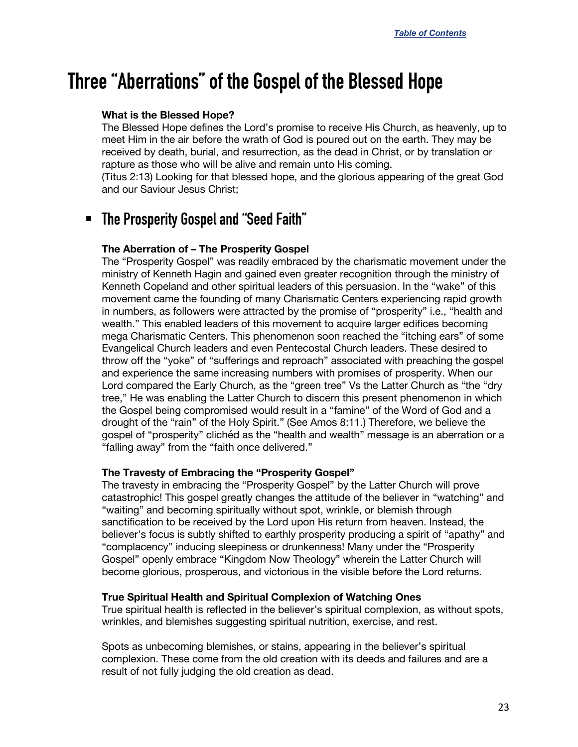[Table of Contents]

# Three "Aberrations" of the Gospel of the Blessed Hope

**What is the Blessed Hope?**
The Blessed Hope defines the Lord's promise to receive His Church, as heavenly, up to meet Him in the air before the wrath of God is poured out on the earth. They may be received by death, burial, and resurrection, as the dead in Christ, or by translation or rapture as those who will be alive and remain unto His coming.
(Titus 2:13) Looking for that blessed hope, and the glorious appearing of the great God and our Saviour Jesus Christ;

## ▪ The Prosperity Gospel and "Seed Faith"

**The Aberration of – The Prosperity Gospel**
The "Prosperity Gospel" was readily embraced by the charismatic movement under the ministry of Kenneth Hagin and gained even greater recognition through the ministry of Kenneth Copeland and other spiritual leaders of this persuasion. In the "wake" of this movement came the founding of many Charismatic Centers experiencing rapid growth in numbers, as followers were attracted by the promise of "prosperity" i.e., "health and wealth." This enabled leaders of this movement to acquire larger edifices becoming mega Charismatic Centers. This phenomenon soon reached the "itching ears" of some Evangelical Church leaders and even Pentecostal Church leaders. These desired to throw off the "yoke" of "sufferings and reproach" associated with preaching the gospel and experience the same increasing numbers with promises of prosperity. When our Lord compared the Early Church, as the "green tree" Vs the Latter Church as "the "dry tree," He was enabling the Latter Church to discern this present phenomenon in which the Gospel being compromised would result in a "famine" of the Word of God and a drought of the "rain" of the Holy Spirit." (See Amos 8:11.) Therefore, we believe the gospel of "prosperity" clichéd as the "health and wealth" message is an aberration or a "falling away" from the "faith once delivered."

**The Travesty of Embracing the "Prosperity Gospel"**
The travesty in embracing the "Prosperity Gospel" by the Latter Church will prove catastrophic! This gospel greatly changes the attitude of the believer in "watching" and "waiting" and becoming spiritually without spot, wrinkle, or blemish through sanctification to be received by the Lord upon His return from heaven. Instead, the believer's focus is subtly shifted to earthly prosperity producing a spirit of "apathy" and "complacency" inducing sleepiness or drunkenness! Many under the "Prosperity Gospel" openly embrace "Kingdom Now Theology" wherein the Latter Church will become glorious, prosperous, and victorious in the visible before the Lord returns.

**True Spiritual Health and Spiritual Complexion of Watching Ones**
True spiritual health is reflected in the believer's spiritual complexion, as without spots, wrinkles, and blemishes suggesting spiritual nutrition, exercise, and rest.

Spots as unbecoming blemishes, or stains, appearing in the believer's spiritual complexion. These come from the old creation with its deeds and failures and are a result of not fully judging the old creation as dead.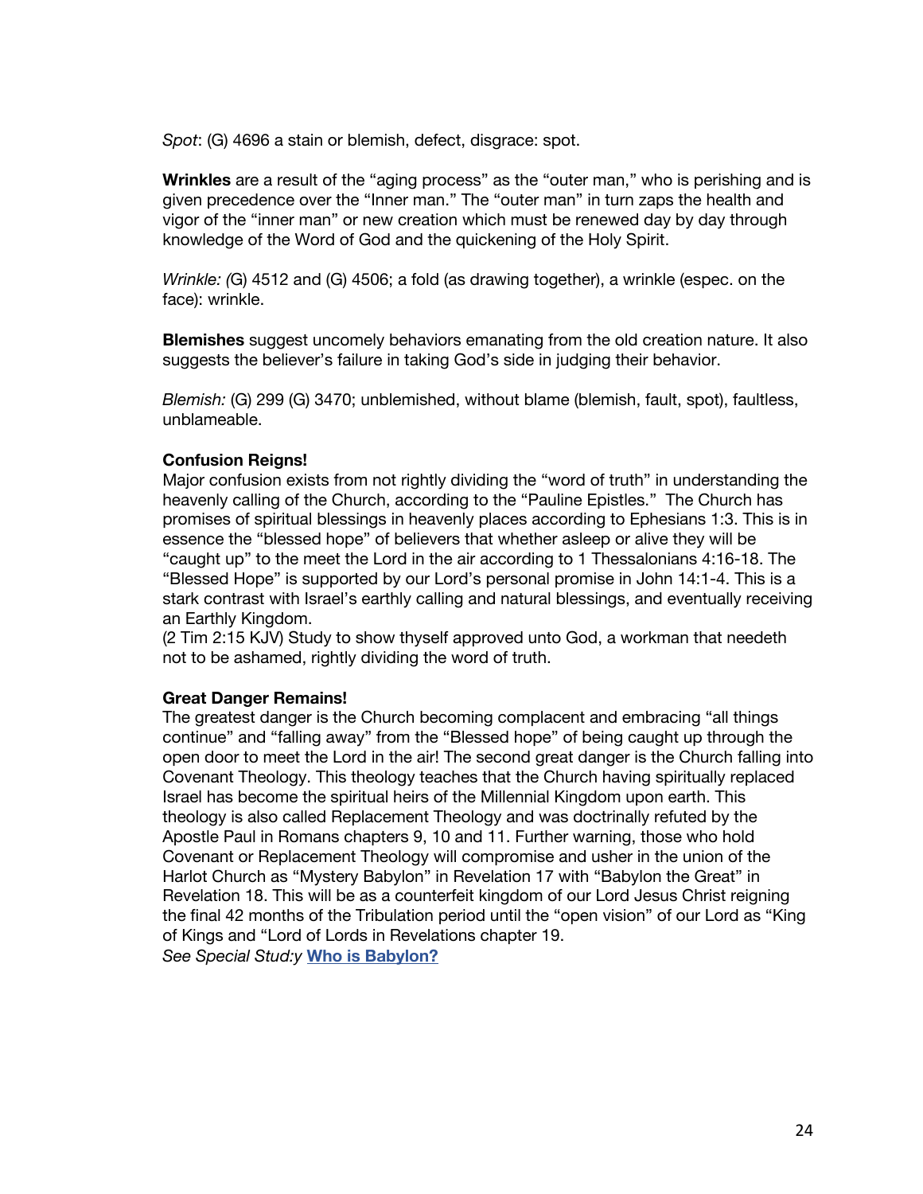*Spot*: (G) 4696 a stain or blemish, defect, disgrace: spot.

**Wrinkles** are a result of the "aging process" as the "outer man," who is perishing and is given precedence over the "Inner man." The "outer man" in turn zaps the health and vigor of the "inner man" or new creation which must be renewed day by day through knowledge of the Word of God and the quickening of the Holy Spirit.

*Wrinkle: (*G) 4512 and (G) 4506; a fold (as drawing together), a wrinkle (espec. on the face): wrinkle.

**Blemishes** suggest uncomely behaviors emanating from the old creation nature. It also suggests the believer's failure in taking God's side in judging their behavior.

*Blemish:* (G) 299 (G) 3470; unblemished, without blame (blemish, fault, spot), faultless, unblameable.

**Confusion Reigns!**
Major confusion exists from not rightly dividing the "word of truth" in understanding the heavenly calling of the Church, according to the "Pauline Epistles." The Church has promises of spiritual blessings in heavenly places according to Ephesians 1:3. This is in essence the "blessed hope" of believers that whether asleep or alive they will be "caught up" to the meet the Lord in the air according to 1 Thessalonians 4:16-18. The "Blessed Hope" is supported by our Lord's personal promise in John 14:1-4. This is a stark contrast with Israel's earthly calling and natural blessings, and eventually receiving an Earthly Kingdom.
(2 Tim 2:15 KJV) Study to show thyself approved unto God, a workman that needeth not to be ashamed, rightly dividing the word of truth.

**Great Danger Remains!**
The greatest danger is the Church becoming complacent and embracing "all things continue" and "falling away" from the "Blessed hope" of being caught up through the open door to meet the Lord in the air! The second great danger is the Church falling into Covenant Theology. This theology teaches that the Church having spiritually replaced Israel has become the spiritual heirs of the Millennial Kingdom upon earth. This theology is also called Replacement Theology and was doctrinally refuted by the Apostle Paul in Romans chapters 9, 10 and 11. Further warning, those who hold Covenant or Replacement Theology will compromise and usher in the union of the Harlot Church as "Mystery Babylon" in Revelation 17 with "Babylon the Great" in Revelation 18. This will be as a counterfeit kingdom of our Lord Jesus Christ reigning the final 42 months of the Tribulation period until the "open vision" of our Lord as "King of Kings and "Lord of Lords in Revelations chapter 19.
*See Special Stud:y* **Who is Babylon?**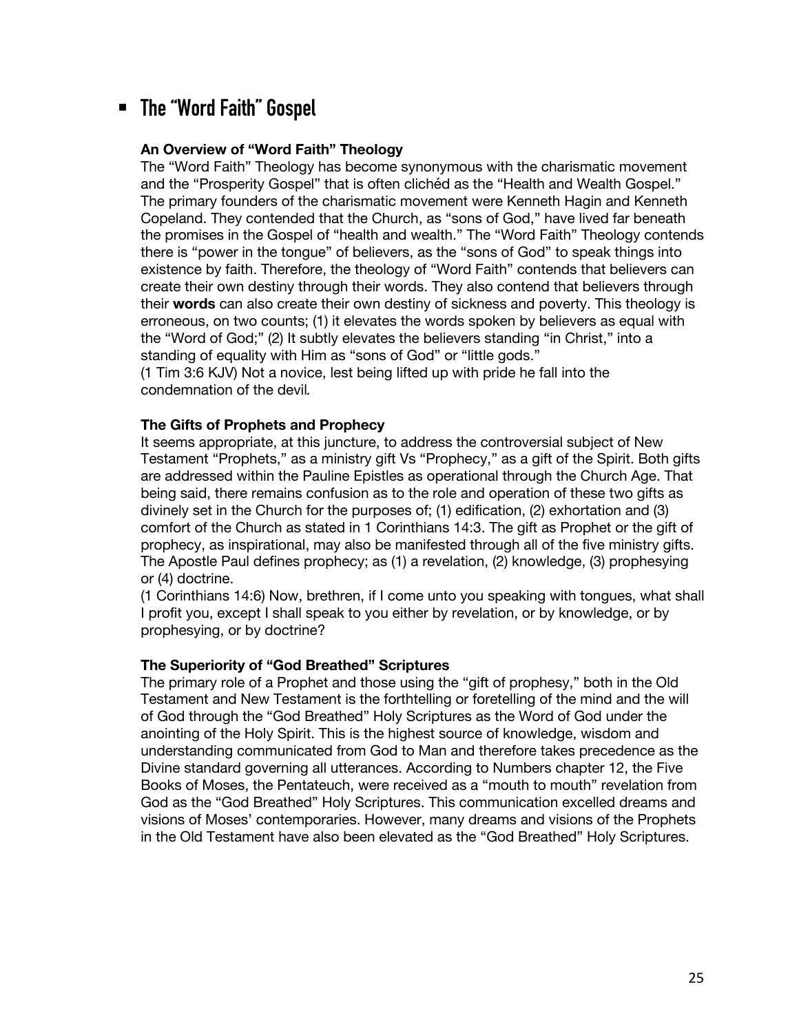## ▪ The "Word Faith" Gospel

### An Overview of "Word Faith" Theology

The "Word Faith" Theology has become synonymous with the charismatic movement and the "Prosperity Gospel" that is often clichéd as the "Health and Wealth Gospel." The primary founders of the charismatic movement were Kenneth Hagin and Kenneth Copeland. They contended that the Church, as "sons of God," have lived far beneath the promises in the Gospel of "health and wealth." The "Word Faith" Theology contends there is "power in the tongue" of believers, as the "sons of God" to speak things into existence by faith. Therefore, the theology of "Word Faith" contends that believers can create their own destiny through their words. They also contend that believers through their **words** can also create their own destiny of sickness and poverty. This theology is erroneous, on two counts; (1) it elevates the words spoken by believers as equal with the "Word of God;" (2) It subtly elevates the believers standing "in Christ," into a standing of equality with Him as "sons of God" or "little gods."
(1 Tim 3:6 KJV) Not a novice, lest being lifted up with pride he fall into the condemnation of the devil*.*

### The Gifts of Prophets and Prophecy

It seems appropriate, at this juncture, to address the controversial subject of New Testament "Prophets," as a ministry gift Vs "Prophecy," as a gift of the Spirit. Both gifts are addressed within the Pauline Epistles as operational through the Church Age. That being said, there remains confusion as to the role and operation of these two gifts as divinely set in the Church for the purposes of; (1) edification, (2) exhortation and (3) comfort of the Church as stated in 1 Corinthians 14:3. The gift as Prophet or the gift of prophecy, as inspirational, may also be manifested through all of the five ministry gifts. The Apostle Paul defines prophecy; as (1) a revelation, (2) knowledge, (3) prophesying or (4) doctrine.
(1 Corinthians 14:6) Now, brethren, if I come unto you speaking with tongues, what shall I profit you, except I shall speak to you either by revelation, or by knowledge, or by prophesying, or by doctrine?

### The Superiority of "God Breathed" Scriptures

The primary role of a Prophet and those using the "gift of prophesy," both in the Old Testament and New Testament is the forthtelling or foretelling of the mind and the will of God through the "God Breathed" Holy Scriptures as the Word of God under the anointing of the Holy Spirit. This is the highest source of knowledge, wisdom and understanding communicated from God to Man and therefore takes precedence as the Divine standard governing all utterances. According to Numbers chapter 12, the Five Books of Moses, the Pentateuch, were received as a "mouth to mouth" revelation from God as the "God Breathed" Holy Scriptures. This communication excelled dreams and visions of Moses' contemporaries. However, many dreams and visions of the Prophets in the Old Testament have also been elevated as the "God Breathed" Holy Scriptures.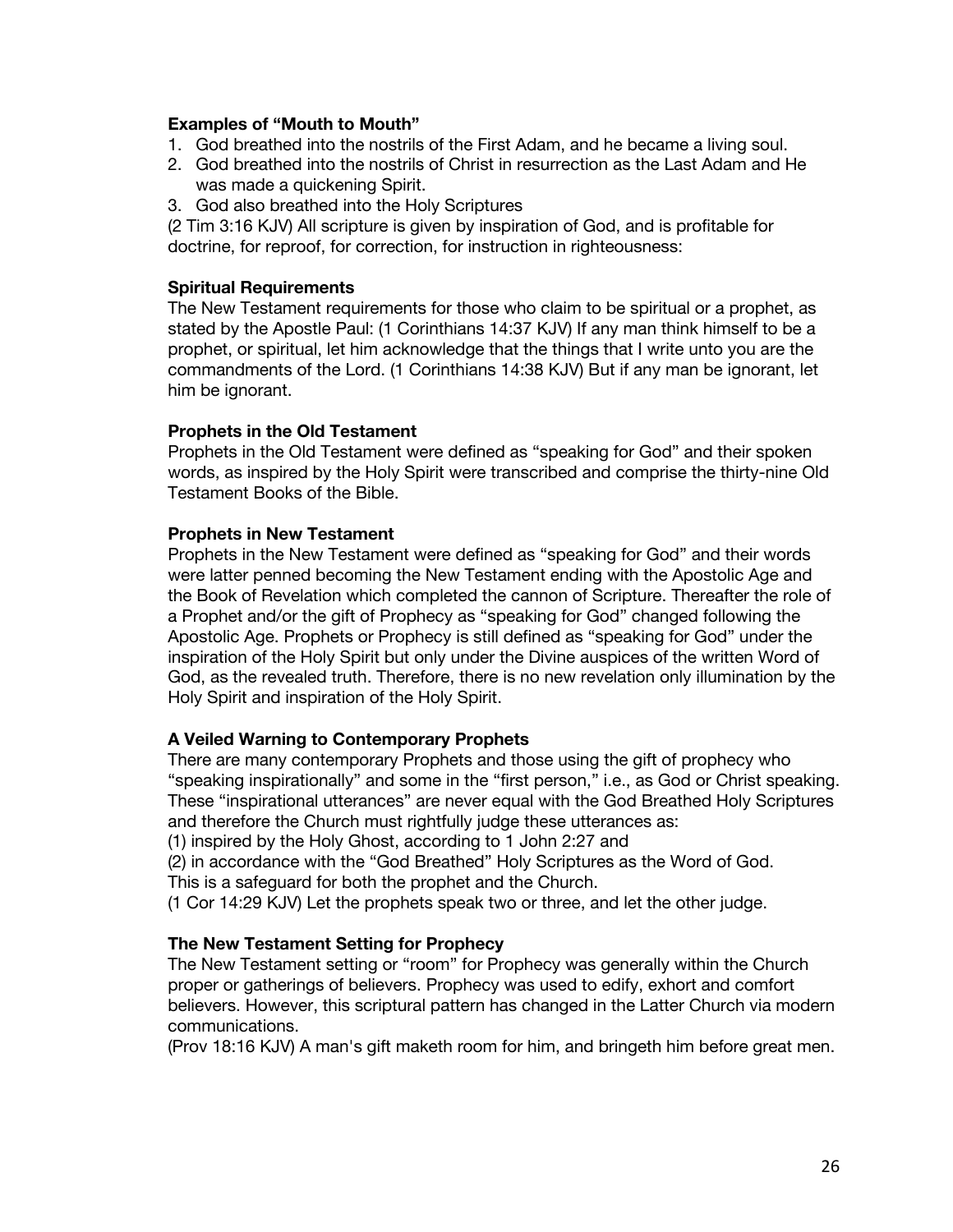**Examples of "Mouth to Mouth"**

1. God breathed into the nostrils of the First Adam, and he became a living soul.
2. God breathed into the nostrils of Christ in resurrection as the Last Adam and He was made a quickening Spirit.
3. God also breathed into the Holy Scriptures

(2 Tim 3:16 KJV) All scripture is given by inspiration of God, and is profitable for doctrine, for reproof, for correction, for instruction in righteousness:

**Spiritual Requirements**

The New Testament requirements for those who claim to be spiritual or a prophet, as stated by the Apostle Paul: (1 Corinthians 14:37 KJV) If any man think himself to be a prophet, or spiritual, let him acknowledge that the things that I write unto you are the commandments of the Lord. (1 Corinthians 14:38 KJV) But if any man be ignorant, let him be ignorant.

**Prophets in the Old Testament**

Prophets in the Old Testament were defined as "speaking for God" and their spoken words, as inspired by the Holy Spirit were transcribed and comprise the thirty-nine Old Testament Books of the Bible.

**Prophets in New Testament**

Prophets in the New Testament were defined as "speaking for God" and their words were latter penned becoming the New Testament ending with the Apostolic Age and the Book of Revelation which completed the cannon of Scripture. Thereafter the role of a Prophet and/or the gift of Prophecy as "speaking for God" changed following the Apostolic Age. Prophets or Prophecy is still defined as "speaking for God" under the inspiration of the Holy Spirit but only under the Divine auspices of the written Word of God, as the revealed truth. Therefore, there is no new revelation only illumination by the Holy Spirit and inspiration of the Holy Spirit.

**A Veiled Warning to Contemporary Prophets**

There are many contemporary Prophets and those using the gift of prophecy who "speaking inspirationally" and some in the "first person," i.e., as God or Christ speaking. These "inspirational utterances" are never equal with the God Breathed Holy Scriptures and therefore the Church must rightfully judge these utterances as:

(1) inspired by the Holy Ghost, according to 1 John 2:27 and

(2) in accordance with the "God Breathed" Holy Scriptures as the Word of God.

This is a safeguard for both the prophet and the Church.

(1 Cor 14:29 KJV) Let the prophets speak two or three, and let the other judge.

**The New Testament Setting for Prophecy**

The New Testament setting or "room" for Prophecy was generally within the Church proper or gatherings of believers. Prophecy was used to edify, exhort and comfort believers. However, this scriptural pattern has changed in the Latter Church via modern communications.

(Prov 18:16 KJV) A man's gift maketh room for him, and bringeth him before great men.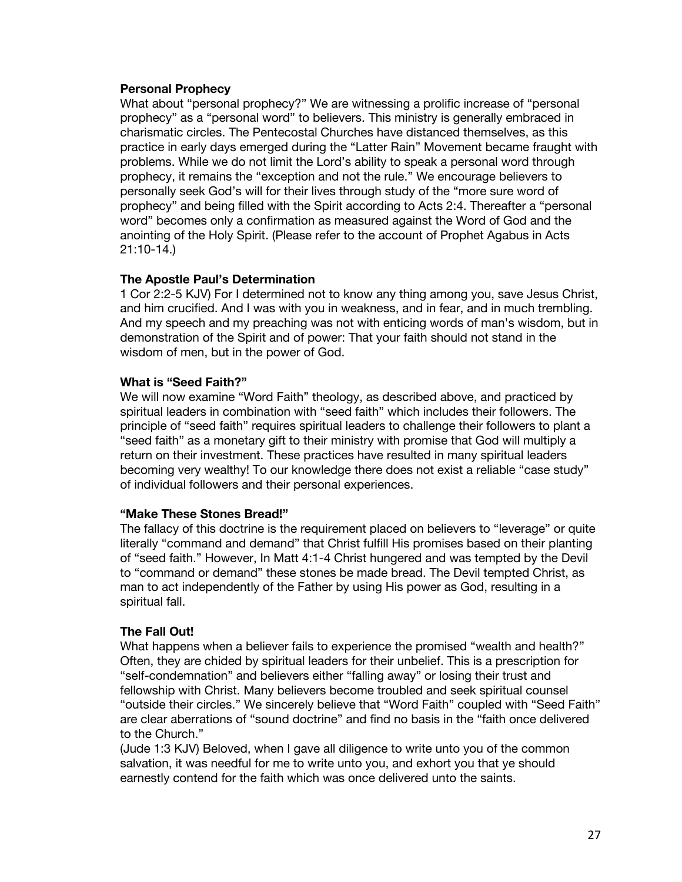**Personal Prophecy**

What about "personal prophecy?" We are witnessing a prolific increase of "personal prophecy" as a "personal word" to believers. This ministry is generally embraced in charismatic circles. The Pentecostal Churches have distanced themselves, as this practice in early days emerged during the "Latter Rain" Movement became fraught with problems. While we do not limit the Lord's ability to speak a personal word through prophecy, it remains the "exception and not the rule." We encourage believers to personally seek God's will for their lives through study of the "more sure word of prophecy" and being filled with the Spirit according to Acts 2:4. Thereafter a "personal word" becomes only a confirmation as measured against the Word of God and the anointing of the Holy Spirit. (Please refer to the account of Prophet Agabus in Acts 21:10-14.)

**The Apostle Paul's Determination**

1 Cor 2:2-5 KJV) For I determined not to know any thing among you, save Jesus Christ, and him crucified. And I was with you in weakness, and in fear, and in much trembling. And my speech and my preaching was not with enticing words of man's wisdom, but in demonstration of the Spirit and of power: That your faith should not stand in the wisdom of men, but in the power of God.

**What is "Seed Faith?"**

We will now examine "Word Faith" theology, as described above, and practiced by spiritual leaders in combination with "seed faith" which includes their followers. The principle of "seed faith" requires spiritual leaders to challenge their followers to plant a "seed faith" as a monetary gift to their ministry with promise that God will multiply a return on their investment. These practices have resulted in many spiritual leaders becoming very wealthy! To our knowledge there does not exist a reliable "case study" of individual followers and their personal experiences.

**"Make These Stones Bread!"**

The fallacy of this doctrine is the requirement placed on believers to "leverage" or quite literally "command and demand" that Christ fulfill His promises based on their planting of "seed faith." However, In Matt 4:1-4 Christ hungered and was tempted by the Devil to "command or demand" these stones be made bread. The Devil tempted Christ, as man to act independently of the Father by using His power as God, resulting in a spiritual fall.

**The Fall Out!**

What happens when a believer fails to experience the promised "wealth and health?" Often, they are chided by spiritual leaders for their unbelief. This is a prescription for "self-condemnation" and believers either "falling away" or losing their trust and fellowship with Christ. Many believers become troubled and seek spiritual counsel "outside their circles." We sincerely believe that "Word Faith" coupled with "Seed Faith" are clear aberrations of "sound doctrine" and find no basis in the "faith once delivered to the Church."

(Jude 1:3 KJV) Beloved, when I gave all diligence to write unto you of the common salvation, it was needful for me to write unto you, and exhort you that ye should earnestly contend for the faith which was once delivered unto the saints.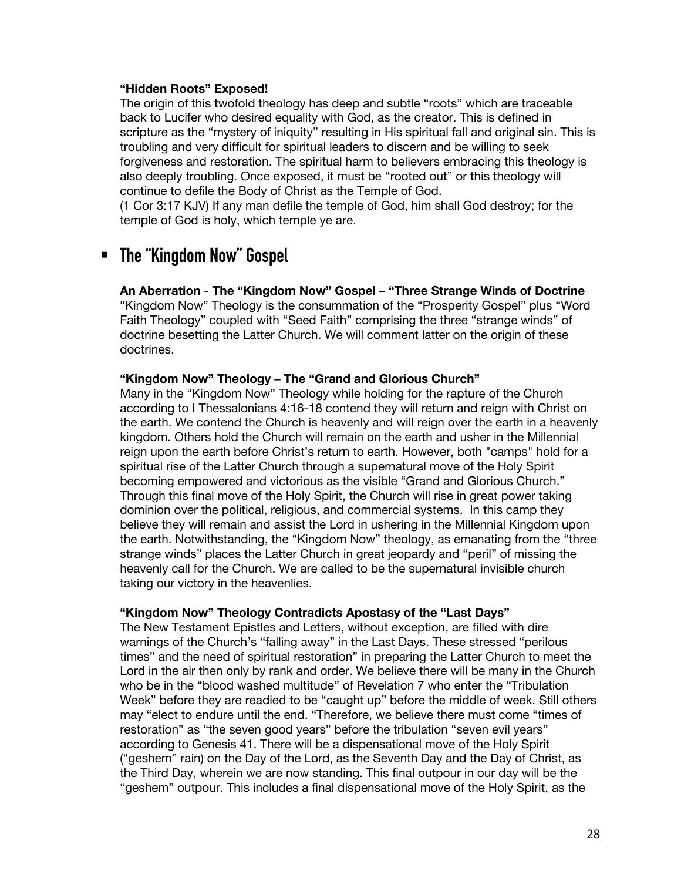**“Hidden Roots” Exposed!**

The origin of this twofold theology has deep and subtle “roots” which are traceable back to Lucifer who desired equality with God, as the creator. This is defined in scripture as the “mystery of iniquity” resulting in His spiritual fall and original sin. This is troubling and very difficult for spiritual leaders to discern and be willing to seek forgiveness and restoration. The spiritual harm to believers embracing this theology is also deeply troubling. Once exposed, it must be “rooted out” or this theology will continue to defile the Body of Christ as the Temple of God.

(1 Cor 3:17 KJV) If any man defile the temple of God, him shall God destroy; for the temple of God is holy, which temple ye are.

## The “Kingdom Now” Gospel

**An Aberration - The “Kingdom Now” Gospel – “Three Strange Winds of Doctrine**

“Kingdom Now” Theology is the consummation of the “Prosperity Gospel” plus “Word Faith Theology” coupled with “Seed Faith” comprising the three “strange winds” of doctrine besetting the Latter Church. We will comment latter on the origin of these doctrines.

**“Kingdom Now” Theology – The “Grand and Glorious Church”**

Many in the “Kingdom Now” Theology while holding for the rapture of the Church according to I Thessalonians 4:16-18 contend they will return and reign with Christ on the earth. We contend the Church is heavenly and will reign over the earth in a heavenly kingdom. Others hold the Church will remain on the earth and usher in the Millennial reign upon the earth before Christ’s return to earth. However, both "camps" hold for a spiritual rise of the Latter Church through a supernatural move of the Holy Spirit becoming empowered and victorious as the visible “Grand and Glorious Church.” Through this final move of the Holy Spirit, the Church will rise in great power taking dominion over the political, religious, and commercial systems. In this camp they believe they will remain and assist the Lord in ushering in the Millennial Kingdom upon the earth. Notwithstanding, the “Kingdom Now” theology, as emanating from the “three strange winds” places the Latter Church in great jeopardy and “peril” of missing the heavenly call for the Church. We are called to be the supernatural invisible church taking our victory in the heavenlies.

**“Kingdom Now” Theology Contradicts Apostasy of the “Last Days”**

The New Testament Epistles and Letters, without exception, are filled with dire warnings of the Church’s “falling away” in the Last Days. These stressed “perilous times” and the need of spiritual restoration” in preparing the Latter Church to meet the Lord in the air then only by rank and order. We believe there will be many in the Church who be in the “blood washed multitude” of Revelation 7 who enter the “Tribulation Week” before they are readied to be “caught up” before the middle of week. Still others may “elect to endure until the end. “Therefore, we believe there must come “times of restoration” as “the seven good years” before the tribulation “seven evil years” according to Genesis 41. There will be a dispensational move of the Holy Spirit (“geshem” rain) on the Day of the Lord, as the Seventh Day and the Day of Christ, as the Third Day, wherein we are now standing. This final outpour in our day will be the “geshem” outpour. This includes a final dispensational move of the Holy Spirit, as the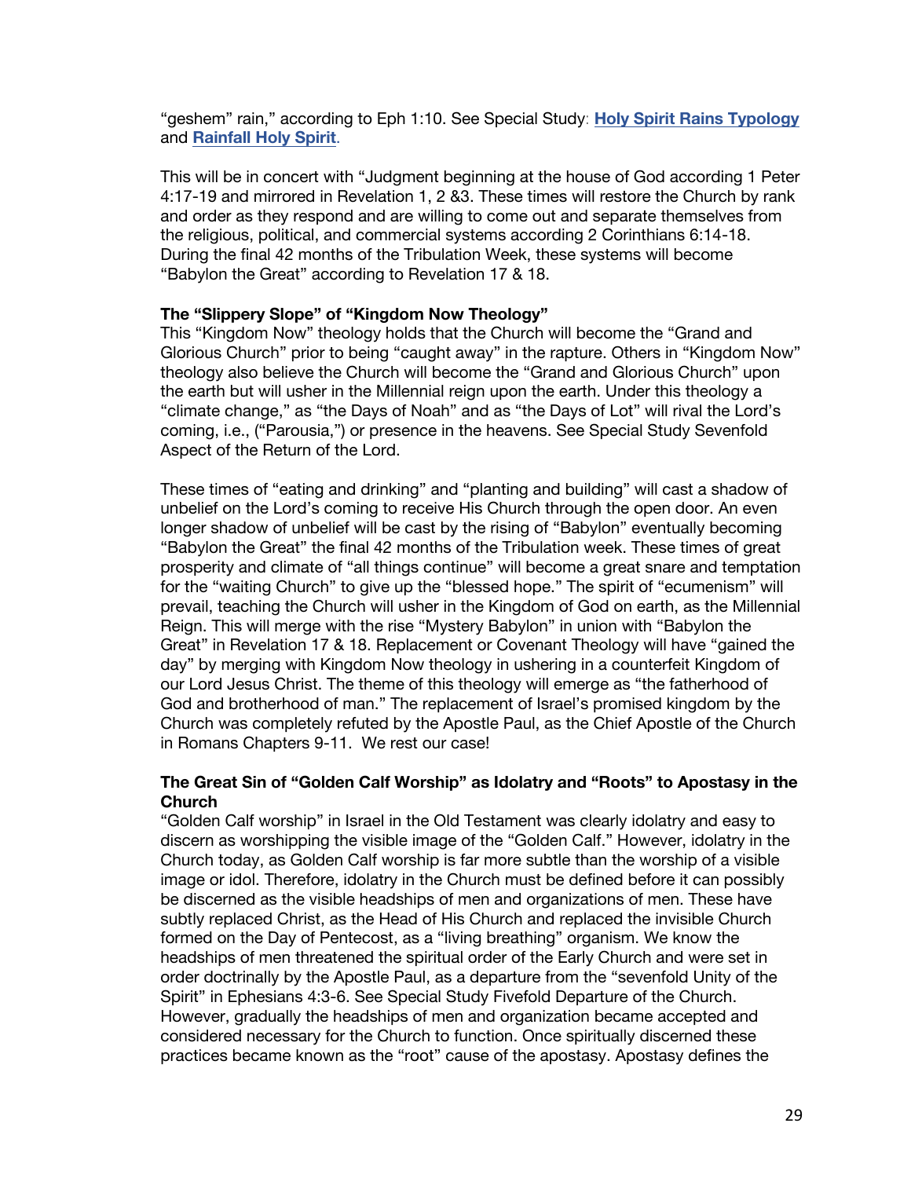"geshem" rain," according to Eph 1:10. See Special Study: **Holy Spirit Rains Typology** and **Rainfall Holy Spirit**.

This will be in concert with "Judgment beginning at the house of God according 1 Peter 4:17-19 and mirrored in Revelation 1, 2 &3. These times will restore the Church by rank and order as they respond and are willing to come out and separate themselves from the religious, political, and commercial systems according 2 Corinthians 6:14-18. During the final 42 months of the Tribulation Week, these systems will become "Babylon the Great" according to Revelation 17 & 18.

**The "Slippery Slope" of "Kingdom Now Theology"**
This "Kingdom Now" theology holds that the Church will become the "Grand and Glorious Church" prior to being "caught away" in the rapture. Others in "Kingdom Now" theology also believe the Church will become the "Grand and Glorious Church" upon the earth but will usher in the Millennial reign upon the earth. Under this theology a "climate change," as "the Days of Noah" and as "the Days of Lot" will rival the Lord's coming, i.e., ("Parousia,") or presence in the heavens. See Special Study Sevenfold Aspect of the Return of the Lord.

These times of "eating and drinking" and "planting and building" will cast a shadow of unbelief on the Lord's coming to receive His Church through the open door. An even longer shadow of unbelief will be cast by the rising of "Babylon" eventually becoming "Babylon the Great" the final 42 months of the Tribulation week. These times of great prosperity and climate of "all things continue" will become a great snare and temptation for the "waiting Church" to give up the "blessed hope." The spirit of "ecumenism" will prevail, teaching the Church will usher in the Kingdom of God on earth, as the Millennial Reign. This will merge with the rise "Mystery Babylon" in union with "Babylon the Great" in Revelation 17 & 18. Replacement or Covenant Theology will have "gained the day" by merging with Kingdom Now theology in ushering in a counterfeit Kingdom of our Lord Jesus Christ. The theme of this theology will emerge as "the fatherhood of God and brotherhood of man." The replacement of Israel's promised kingdom by the Church was completely refuted by the Apostle Paul, as the Chief Apostle of the Church in Romans Chapters 9-11. We rest our case!

**The Great Sin of "Golden Calf Worship" as Idolatry and "Roots" to Apostasy in the Church**
"Golden Calf worship" in Israel in the Old Testament was clearly idolatry and easy to discern as worshipping the visible image of the "Golden Calf." However, idolatry in the Church today, as Golden Calf worship is far more subtle than the worship of a visible image or idol. Therefore, idolatry in the Church must be defined before it can possibly be discerned as the visible headships of men and organizations of men. These have subtly replaced Christ, as the Head of His Church and replaced the invisible Church formed on the Day of Pentecost, as a "living breathing" organism. We know the headships of men threatened the spiritual order of the Early Church and were set in order doctrinally by the Apostle Paul, as a departure from the "sevenfold Unity of the Spirit" in Ephesians 4:3-6. See Special Study Fivefold Departure of the Church. However, gradually the headships of men and organization became accepted and considered necessary for the Church to function. Once spiritually discerned these practices became known as the "root" cause of the apostasy. Apostasy defines the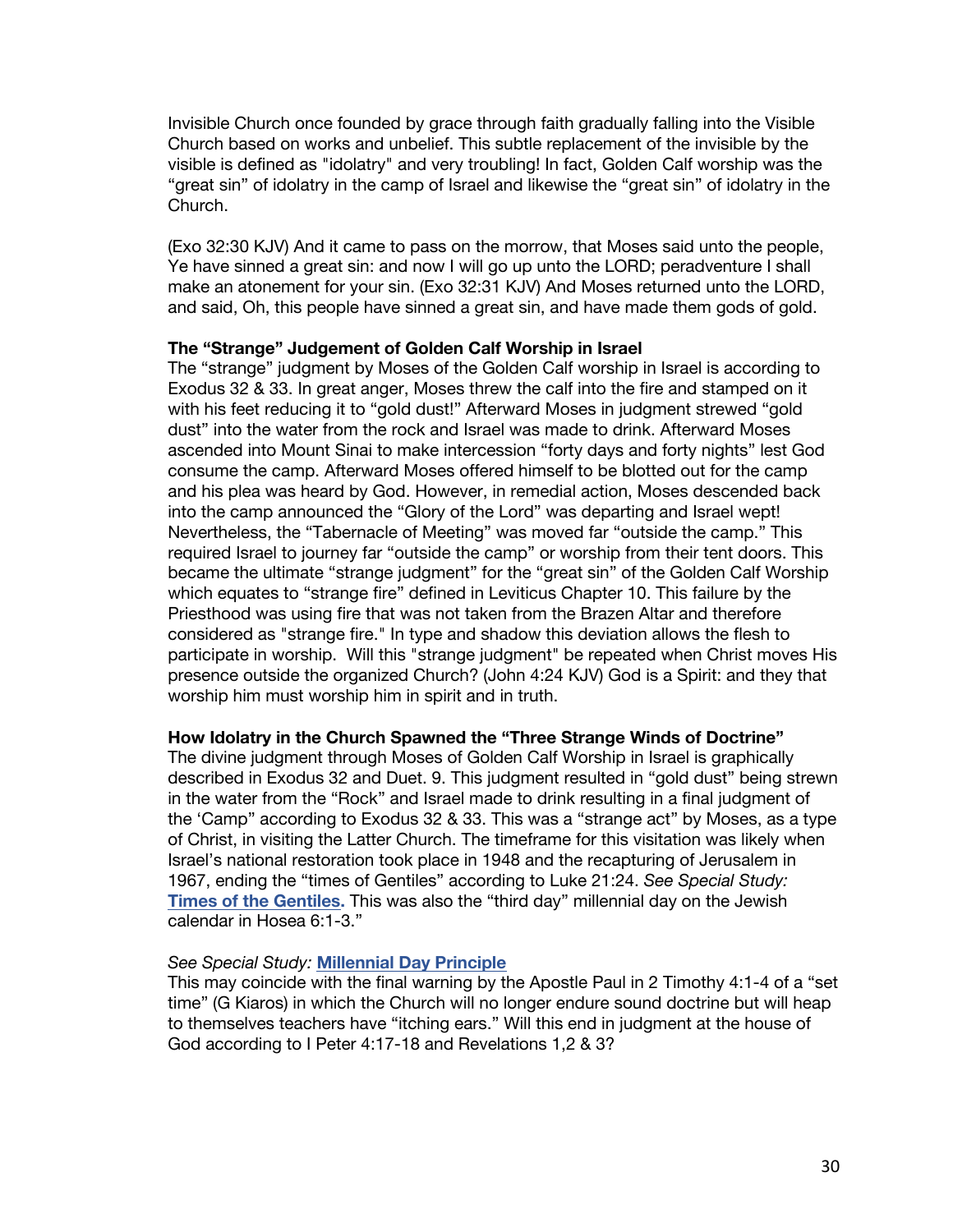Invisible Church once founded by grace through faith gradually falling into the Visible Church based on works and unbelief. This subtle replacement of the invisible by the visible is defined as "idolatry" and very troubling! In fact, Golden Calf worship was the “great sin” of idolatry in the camp of Israel and likewise the “great sin” of idolatry in the Church.

(Exo 32:30 KJV) And it came to pass on the morrow, that Moses said unto the people, Ye have sinned a great sin: and now I will go up unto the LORD; peradventure I shall make an atonement for your sin. (Exo 32:31 KJV) And Moses returned unto the LORD, and said, Oh, this people have sinned a great sin, and have made them gods of gold.

**The “Strange” Judgement of Golden Calf Worship in Israel**

The “strange” judgment by Moses of the Golden Calf worship in Israel is according to Exodus 32 & 33. In great anger, Moses threw the calf into the fire and stamped on it with his feet reducing it to “gold dust!” Afterward Moses in judgment strewed “gold dust” into the water from the rock and Israel was made to drink. Afterward Moses ascended into Mount Sinai to make intercession “forty days and forty nights” lest God consume the camp. Afterward Moses offered himself to be blotted out for the camp and his plea was heard by God. However, in remedial action, Moses descended back into the camp announced the “Glory of the Lord” was departing and Israel wept! Nevertheless, the “Tabernacle of Meeting” was moved far “outside the camp.” This required Israel to journey far “outside the camp” or worship from their tent doors. This became the ultimate “strange judgment” for the “great sin” of the Golden Calf Worship which equates to “strange fire” defined in Leviticus Chapter 10. This failure by the Priesthood was using fire that was not taken from the Brazen Altar and therefore considered as "strange fire." In type and shadow this deviation allows the flesh to participate in worship. Will this "strange judgment" be repeated when Christ moves His presence outside the organized Church? (John 4:24 KJV) God is a Spirit: and they that worship him must worship him in spirit and in truth.

**How Idolatry in the Church Spawned the “Three Strange Winds of Doctrine”**

The divine judgment through Moses of Golden Calf Worship in Israel is graphically described in Exodus 32 and Duet. 9. This judgment resulted in “gold dust” being strewn in the water from the “Rock” and Israel made to drink resulting in a final judgment of the ‘Camp” according to Exodus 32 & 33. This was a “strange act” by Moses, as a type of Christ, in visiting the Latter Church. The timeframe for this visitation was likely when Israel’s national restoration took place in 1948 and the recapturing of Jerusalem in 1967, ending the “times of Gentiles” according to Luke 21:24. *See Special Study:* **Times of the Gentiles.** This was also the “third day” millennial day on the Jewish calendar in Hosea 6:1-3.”

*See Special Study:* **Millennial Day Principle**

This may coincide with the final warning by the Apostle Paul in 2 Timothy 4:1-4 of a “set time” (G Kiaros) in which the Church will no longer endure sound doctrine but will heap to themselves teachers have “itching ears.” Will this end in judgment at the house of God according to I Peter 4:17-18 and Revelations 1,2 & 3?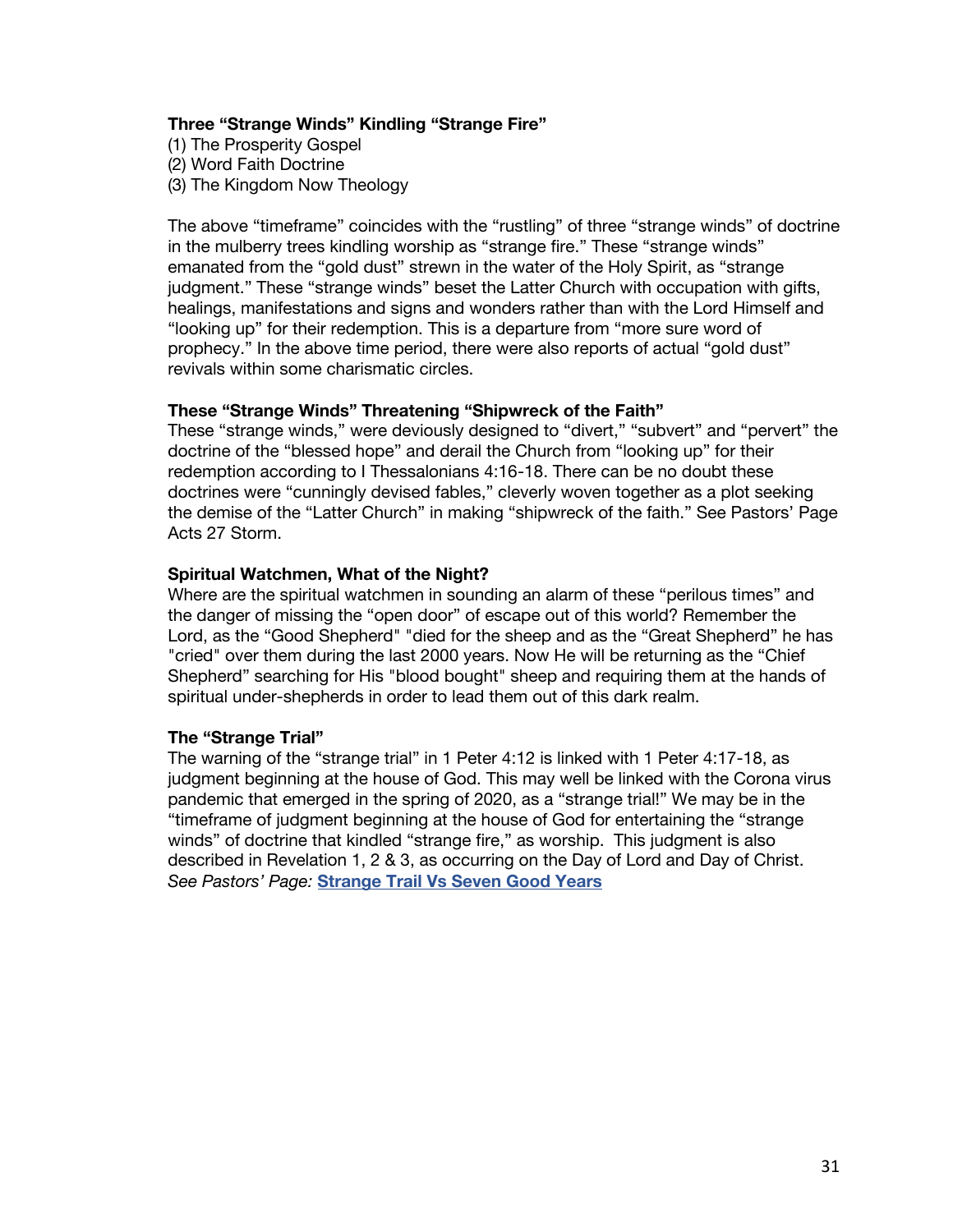### Three "Strange Winds" Kindling "Strange Fire"

(1) The Prosperity Gospel
(2) Word Faith Doctrine
(3) The Kingdom Now Theology

The above "timeframe" coincides with the "rustling" of three "strange winds" of doctrine in the mulberry trees kindling worship as "strange fire." These "strange winds" emanated from the "gold dust" strewn in the water of the Holy Spirit, as "strange judgment." These "strange winds" beset the Latter Church with occupation with gifts, healings, manifestations and signs and wonders rather than with the Lord Himself and "looking up" for their redemption. This is a departure from "more sure word of prophecy." In the above time period, there were also reports of actual "gold dust" revivals within some charismatic circles.

### These "Strange Winds" Threatening "Shipwreck of the Faith"

These "strange winds," were deviously designed to "divert," "subvert" and "pervert" the doctrine of the "blessed hope" and derail the Church from "looking up" for their redemption according to I Thessalonians 4:16-18. There can be no doubt these doctrines were "cunningly devised fables," cleverly woven together as a plot seeking the demise of the "Latter Church" in making "shipwreck of the faith." See Pastors' Page Acts 27 Storm.

### Spiritual Watchmen, What of the Night?

Where are the spiritual watchmen in sounding an alarm of these "perilous times" and the danger of missing the "open door" of escape out of this world? Remember the Lord, as the "Good Shepherd" "died for the sheep and as the "Great Shepherd" he has "cried" over them during the last 2000 years. Now He will be returning as the "Chief Shepherd" searching for His "blood bought" sheep and requiring them at the hands of spiritual under-shepherds in order to lead them out of this dark realm.

### The "Strange Trial"

The warning of the "strange trial" in 1 Peter 4:12 is linked with 1 Peter 4:17-18, as judgment beginning at the house of God. This may well be linked with the Corona virus pandemic that emerged in the spring of 2020, as a "strange trial!" We may be in the "timeframe of judgment beginning at the house of God for entertaining the "strange winds" of doctrine that kindled "strange fire," as worship. This judgment is also described in Revelation 1, 2 & 3, as occurring on the Day of Lord and Day of Christ. *See Pastors' Page:* **Strange Trail Vs Seven Good Years**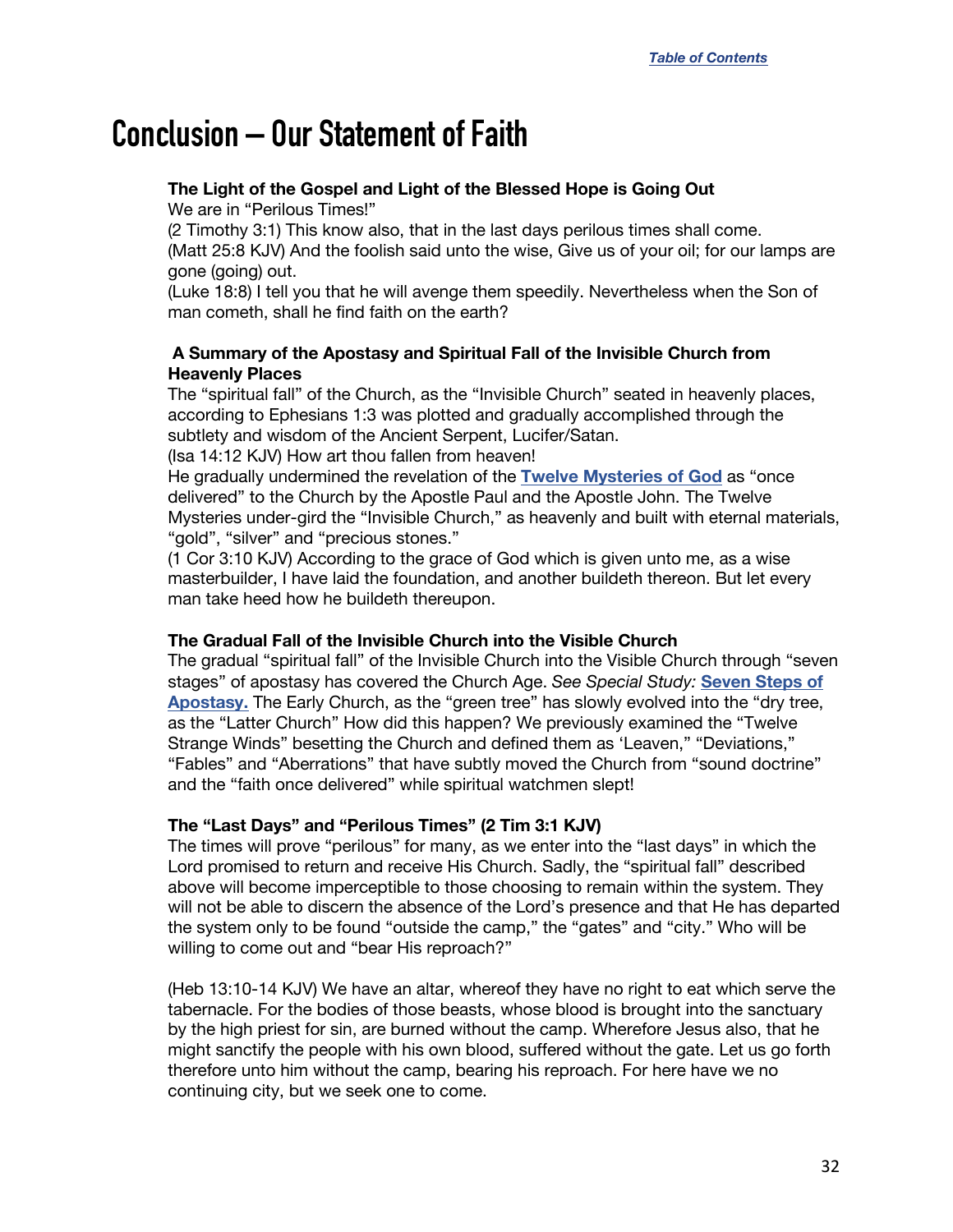*Table of Contents*

# Conclusion – Our Statement of Faith

**The Light of the Gospel and Light of the Blessed Hope is Going Out**
We are in "Perilous Times!"
(2 Timothy 3:1) This know also, that in the last days perilous times shall come.
(Matt 25:8 KJV) And the foolish said unto the wise, Give us of your oil; for our lamps are gone (going) out.
(Luke 18:8) I tell you that he will avenge them speedily. Nevertheless when the Son of man cometh, shall he find faith on the earth?

**A Summary of the Apostasy and Spiritual Fall of the Invisible Church from Heavenly Places**
The "spiritual fall" of the Church, as the "Invisible Church" seated in heavenly places, according to Ephesians 1:3 was plotted and gradually accomplished through the subtlety and wisdom of the Ancient Serpent, Lucifer/Satan.
(Isa 14:12 KJV) How art thou fallen from heaven!
He gradually undermined the revelation of the **Twelve Mysteries of God** as "once delivered" to the Church by the Apostle Paul and the Apostle John. The Twelve Mysteries under-gird the "Invisible Church," as heavenly and built with eternal materials, "gold", "silver" and "precious stones."
(1 Cor 3:10 KJV) According to the grace of God which is given unto me, as a wise masterbuilder, I have laid the foundation, and another buildeth thereon. But let every man take heed how he buildeth thereupon.

**The Gradual Fall of the Invisible Church into the Visible Church**
The gradual "spiritual fall" of the Invisible Church into the Visible Church through "seven stages" of apostasy has covered the Church Age. *See Special Study:* **Seven Steps of Apostasy.** The Early Church, as the "green tree" has slowly evolved into the "dry tree, as the "Latter Church" How did this happen? We previously examined the "Twelve Strange Winds" besetting the Church and defined them as 'Leaven," "Deviations," "Fables" and "Aberrations" that have subtly moved the Church from "sound doctrine" and the "faith once delivered" while spiritual watchmen slept!

**The "Last Days" and "Perilous Times" (2 Tim 3:1 KJV)**
The times will prove "perilous" for many, as we enter into the "last days" in which the Lord promised to return and receive His Church. Sadly, the "spiritual fall" described above will become imperceptible to those choosing to remain within the system. They will not be able to discern the absence of the Lord's presence and that He has departed the system only to be found "outside the camp," the "gates" and "city." Who will be willing to come out and "bear His reproach?"

(Heb 13:10-14 KJV) We have an altar, whereof they have no right to eat which serve the tabernacle. For the bodies of those beasts, whose blood is brought into the sanctuary by the high priest for sin, are burned without the camp. Wherefore Jesus also, that he might sanctify the people with his own blood, suffered without the gate. Let us go forth therefore unto him without the camp, bearing his reproach. For here have we no continuing city, but we seek one to come.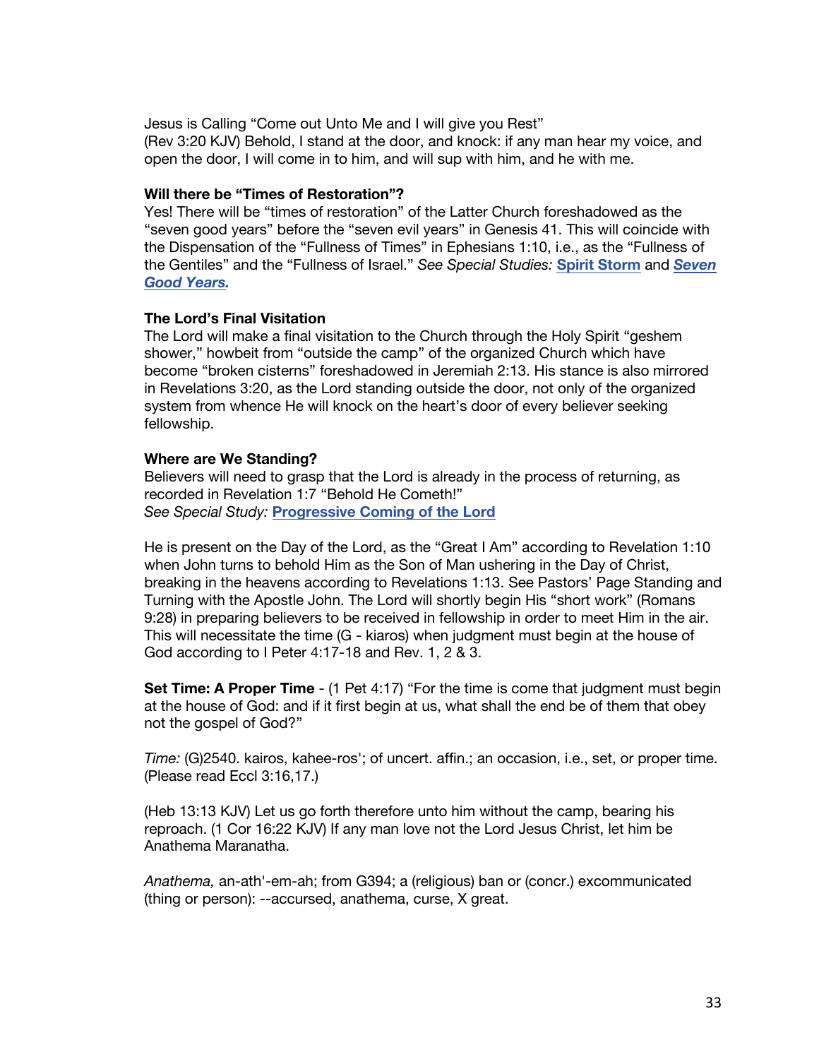Jesus is Calling "Come out Unto Me and I will give you Rest"
(Rev 3:20 KJV) Behold, I stand at the door, and knock: if any man hear my voice, and open the door, I will come in to him, and will sup with him, and he with me.

**Will there be "Times of Restoration"?**
Yes! There will be "times of restoration" of the Latter Church foreshadowed as the "seven good years" before the "seven evil years" in Genesis 41. This will coincide with the Dispensation of the "Fullness of Times" in Ephesians 1:10, i.e., as the "Fullness of the Gentiles" and the "Fullness of Israel." *See Special Studies:* **Spirit Storm** and ***Seven Good Years.***

**The Lord's Final Visitation**
The Lord will make a final visitation to the Church through the Holy Spirit "geshem shower," howbeit from "outside the camp" of the organized Church which have become "broken cisterns" foreshadowed in Jeremiah 2:13. His stance is also mirrored in Revelations 3:20, as the Lord standing outside the door, not only of the organized system from whence He will knock on the heart's door of every believer seeking fellowship.

**Where are We Standing?**
Believers will need to grasp that the Lord is already in the process of returning, as recorded in Revelation 1:7 "Behold He Cometh!"
*See Special Study:* **Progressive Coming of the Lord**

He is present on the Day of the Lord, as the "Great I Am" according to Revelation 1:10 when John turns to behold Him as the Son of Man ushering in the Day of Christ, breaking in the heavens according to Revelations 1:13. See Pastors' Page Standing and Turning with the Apostle John. The Lord will shortly begin His "short work" (Romans 9:28) in preparing believers to be received in fellowship in order to meet Him in the air. This will necessitate the time (G - kiaros) when judgment must begin at the house of God according to I Peter 4:17-18 and Rev. 1, 2 & 3.

**Set Time: A Proper Time** - (1 Pet 4:17) "For the time is come that judgment must begin at the house of God: and if it first begin at us, what shall the end be of them that obey not the gospel of God?"

*Time:* (G)2540. kairos, kahee-ros'; of uncert. affin.; an occasion, i.e., set, or proper time. (Please read Eccl 3:16,17.)

(Heb 13:13 KJV) Let us go forth therefore unto him without the camp, bearing his reproach. (1 Cor 16:22 KJV) If any man love not the Lord Jesus Christ, let him be Anathema Maranatha.

*Anathema,* an-ath'-em-ah; from G394; a (religious) ban or (concr.) excommunicated (thing or person): --accursed, anathema, curse, X great.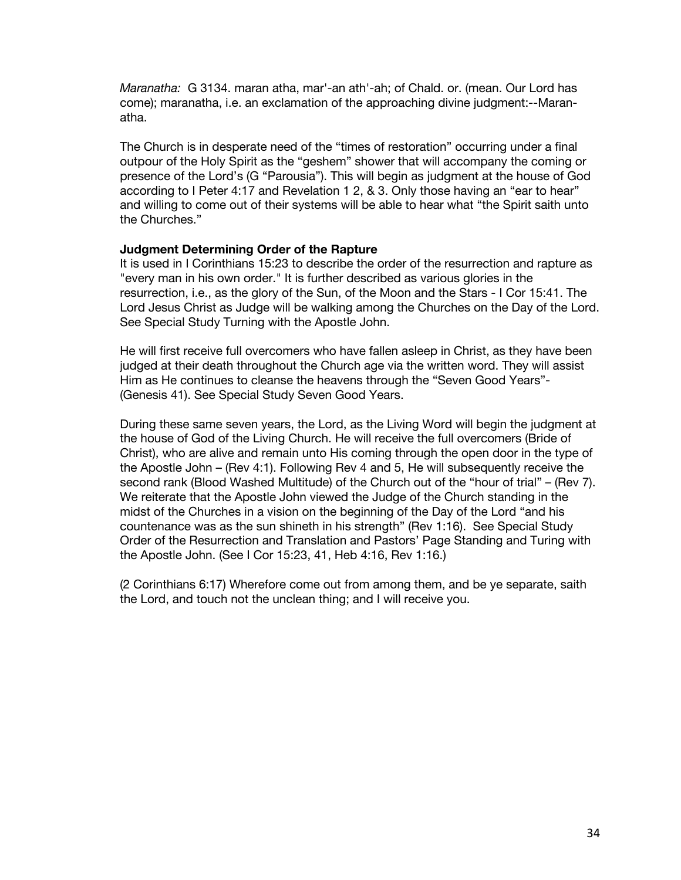*Maranatha:* G 3134. maran atha, mar'-an ath'-ah; of Chald. or. (mean. Our Lord has come); maranatha, i.e. an exclamation of the approaching divine judgment:--Maran-atha.

The Church is in desperate need of the "times of restoration" occurring under a final outpour of the Holy Spirit as the "geshem" shower that will accompany the coming or presence of the Lord's (G "Parousia"). This will begin as judgment at the house of God according to I Peter 4:17 and Revelation 1 2, & 3. Only those having an "ear to hear" and willing to come out of their systems will be able to hear what "the Spirit saith unto the Churches."

**Judgment Determining Order of the Rapture**

It is used in I Corinthians 15:23 to describe the order of the resurrection and rapture as "every man in his own order." It is further described as various glories in the resurrection, i.e., as the glory of the Sun, of the Moon and the Stars - I Cor 15:41. The Lord Jesus Christ as Judge will be walking among the Churches on the Day of the Lord. See Special Study Turning with the Apostle John.

He will first receive full overcomers who have fallen asleep in Christ, as they have been judged at their death throughout the Church age via the written word. They will assist Him as He continues to cleanse the heavens through the "Seven Good Years"- (Genesis 41). See Special Study Seven Good Years.

During these same seven years, the Lord, as the Living Word will begin the judgment at the house of God of the Living Church. He will receive the full overcomers (Bride of Christ), who are alive and remain unto His coming through the open door in the type of the Apostle John – (Rev 4:1). Following Rev 4 and 5, He will subsequently receive the second rank (Blood Washed Multitude) of the Church out of the "hour of trial" – (Rev 7). We reiterate that the Apostle John viewed the Judge of the Church standing in the midst of the Churches in a vision on the beginning of the Day of the Lord "and his countenance was as the sun shineth in his strength" (Rev 1:16). See Special Study Order of the Resurrection and Translation and Pastors' Page Standing and Turing with the Apostle John. (See I Cor 15:23, 41, Heb 4:16, Rev 1:16.)

(2 Corinthians 6:17) Wherefore come out from among them, and be ye separate, saith the Lord, and touch not the unclean thing; and I will receive you.